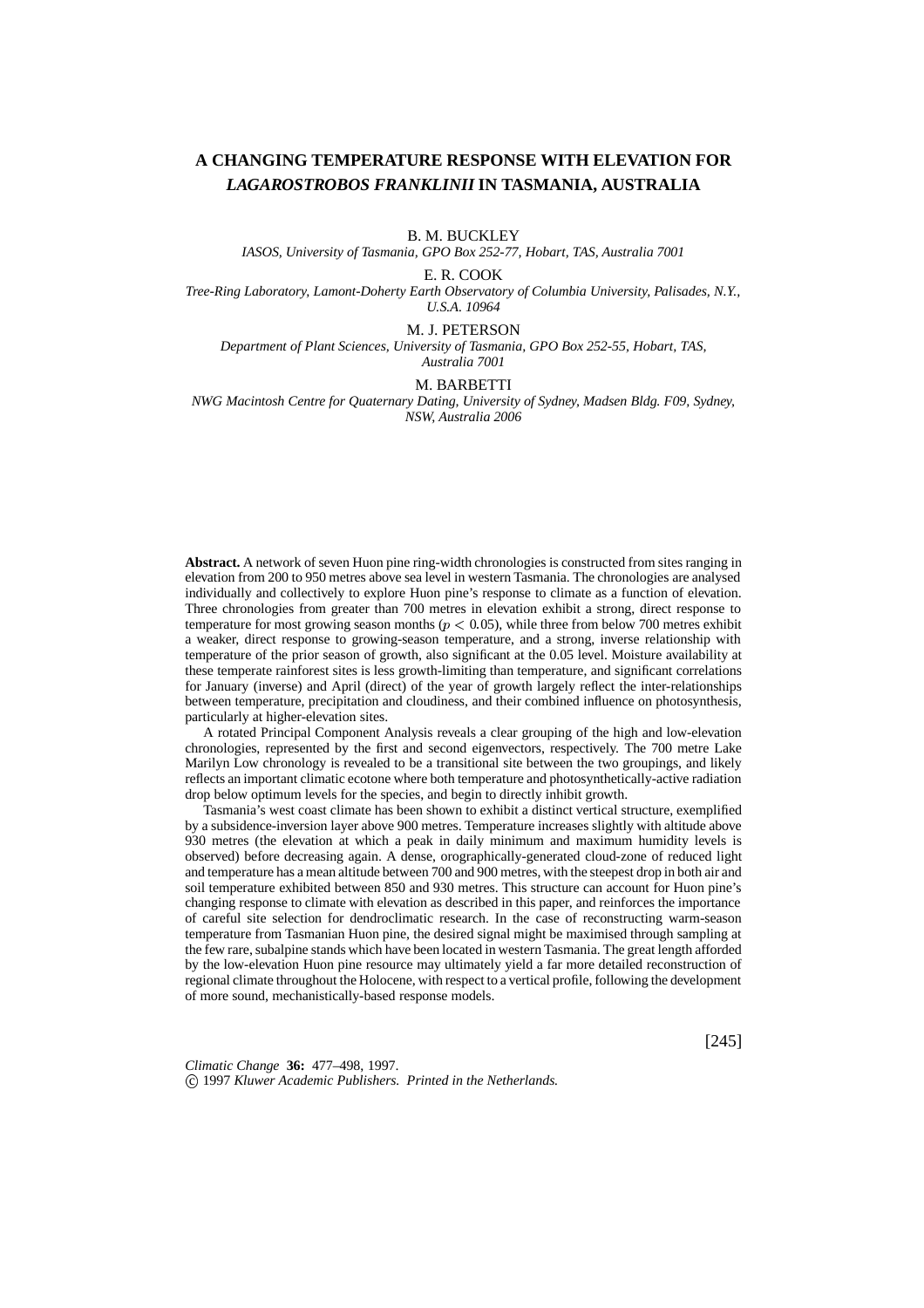# A CHANGING TEMPERATURE RESPONSE WITH ELEVATION FOR *LAGAROSTROBOS FRANKLINII* IN TASMANIA, AUSTRALIA

B. M. BUCKLEY

*IASOS, University of Tasmania, GPO Box 252-77, Hobart, TAS, Australia 7001*

E. R. COOK

*Tree-Ring Laboratory, Lamont-Doherty Earth Observatory of Columbia University, Palisades, N.Y., U.S.A. 10964*

M. J. PETERSON

*Department of Plant Sciences, University of Tasmania, GPO Box 252-55, Hobart, TAS, Australia 7001*

M. BARBETTI

*NWG Macintosh Centre for Quaternary Dating, University of Sydney, Madsen Bldg. F09, Sydney, NSW, Australia 2006*

**Abstract.** A network of seven Huon pine ring-width chronologies is constructed from sites ranging in elevation from 200 to 950 metres above sea level in western Tasmania. The chronologies are analysed individually and collectively to explore Huon pine's response to climate as a function of elevation. Three chronologies from greater than 700 metres in elevation exhibit a strong, direct response to temperature for most growing season months ($p < 0.05$), while three from below 700 metres exhibit a weaker, direct response to growing-season temperature, and a strong, inverse relationship with temperature of the prior season of growth, also significant at the 0.05 level. Moisture availability at these temperate rainforest sites is less growth-limiting than temperature, and significant correlations for January (inverse) and April (direct) of the year of growth largely reflect the inter-relationships between temperature, precipitation and cloudiness, and their combined influence on photosynthesis, particularly at higher-elevation sites.

A rotated Principal Component Analysis reveals a clear grouping of the high and low-elevation chronologies, represented by the first and second eigenvectors, respectively. The 700 metre Lake Marilyn Low chronology is revealed to be a transitional site between the two groupings, and likely reflects an important climatic ecotone where both temperature and photosynthetically-active radiation drop below optimum levels for the species, and begin to directly inhibit growth.

Tasmania's west coast climate has been shown to exhibit a distinct vertical structure, exemplified by a subsidence-inversion layer above 900 metres. Temperature increases slightly with altitude above 930 metres (the elevation at which a peak in daily minimum and maximum humidity levels is observed) before decreasing again. A dense, orographically-generated cloud-zone of reduced light and temperature has a mean altitude between 700 and 900 metres, with the steepest drop in both air and soil temperature exhibited between 850 and 930 metres. This structure can account for Huon pine's changing response to climate with elevation as described in this paper, and reinforces the importance of careful site selection for dendroclimatic research. In the case of reconstructing warm-season temperature from Tasmanian Huon pine, the desired signal might be maximised through sampling at the few rare, subalpine stands which have been located in western Tasmania. The great length afforded by the low-elevation Huon pine resource may ultimately yield a far more detailed reconstruction of regional climate throughout the Holocene, with respect to a vertical profile, following the development of more sound, mechanistically-based response models.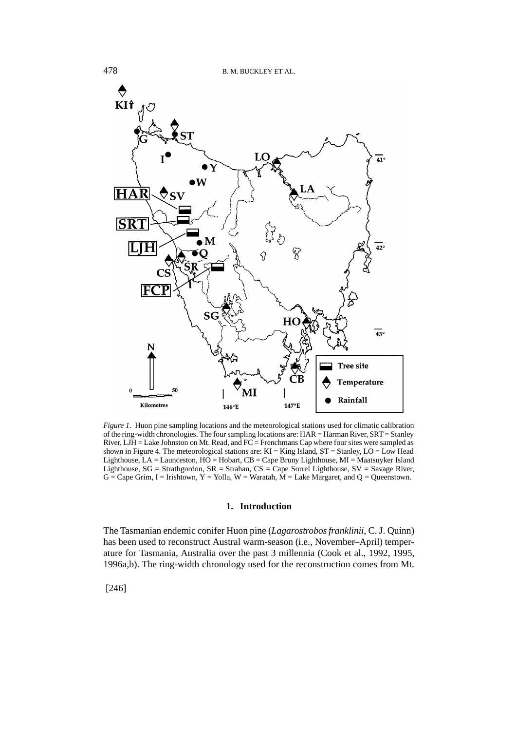*Figure 1.* Huon pine sampling locations and the meteorological stations used for climatic calibration of the ring-width chronologies. The four sampling locations are: HAR = Harman River, SRT = Stanley River, LJH = Lake Johnston on Mt. Read, and FC = Frenchmans Cap where four sites were sampled as shown in Figure 4. The meteorological stations are: KI = King Island, ST = Stanley, LO = Low Head Lighthouse, LA = Launceston, HO = Hobart, CB = Cape Bruny Lighthouse, MI = Maatsuyker Island Lighthouse, SG = Strathgordon, SR = Strahan, CS = Cape Sorrel Lighthouse, SV = Savage River, G = Cape Grim, I = Irishtown, Y = Yolla, W = Waratah, M = Lake Margaret, and Q = Queenstown.

## 1. Introduction

The Tasmanian endemic conifer Huon pine (*Lagarostrobos franklinii*, C. J. Quinn) has been used to reconstruct Austral warm-season (i.e., November–April) temperature for Tasmania, Australia over the past 3 millennia (Cook et al., 1992, 1995, 1996a,b). The ring-width chronology used for the reconstruction comes from Mt.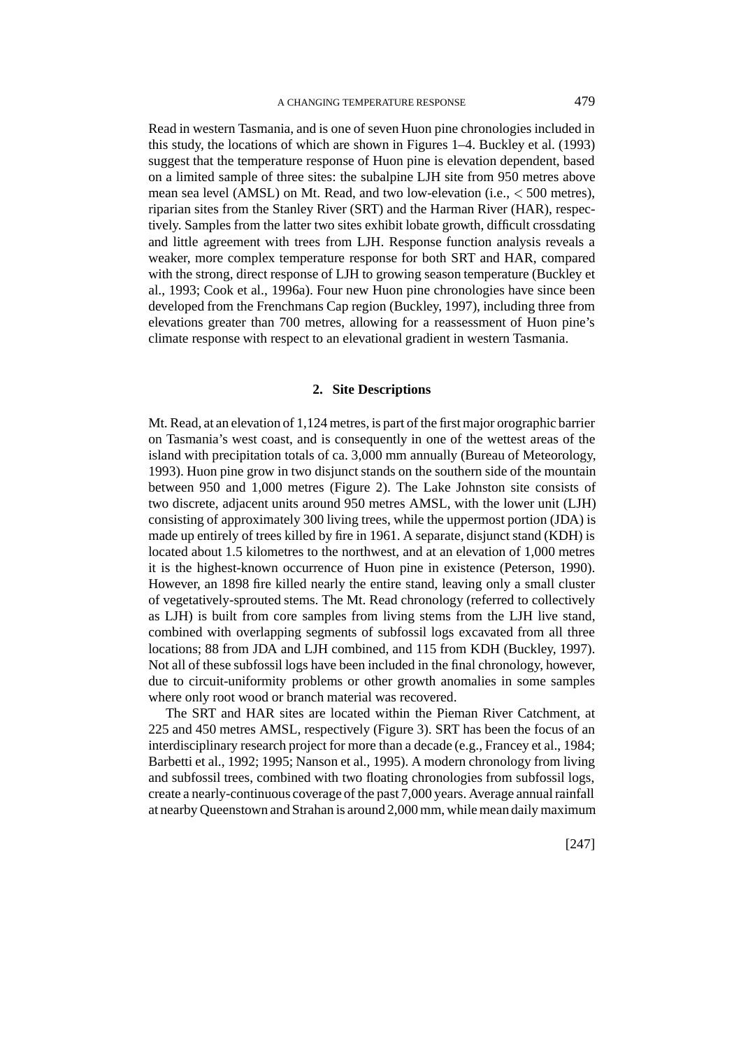Read in western Tasmania, and is one of seven Huon pine chronologies included in this study, the locations of which are shown in Figures 1–4. Buckley et al. (1993) suggest that the temperature response of Huon pine is elevation dependent, based on a limited sample of three sites: the subalpine LJH site from 950 metres above mean sea level (AMSL) on Mt. Read, and two low-elevation (i.e., < 500 metres), riparian sites from the Stanley River (SRT) and the Harman River (HAR), respectively. Samples from the latter two sites exhibit lobate growth, difficult crossdating and little agreement with trees from LJH. Response function analysis reveals a weaker, more complex temperature response for both SRT and HAR, compared with the strong, direct response of LJH to growing season temperature (Buckley et al., 1993; Cook et al., 1996a). Four new Huon pine chronologies have since been developed from the Frenchmans Cap region (Buckley, 1997), including three from elevations greater than 700 metres, allowing for a reassessment of Huon pine's climate response with respect to an elevational gradient in western Tasmania.

## 2. Site Descriptions

Mt. Read, at an elevation of 1,124 metres, is part of the first major orographic barrier on Tasmania's west coast, and is consequently in one of the wettest areas of the island with precipitation totals of ca. 3,000 mm annually (Bureau of Meteorology, 1993). Huon pine grow in two disjunct stands on the southern side of the mountain between 950 and 1,000 metres (Figure 2). The Lake Johnston site consists of two discrete, adjacent units around 950 metres AMSL, with the lower unit (LJH) consisting of approximately 300 living trees, while the uppermost portion (JDA) is made up entirely of trees killed by fire in 1961. A separate, disjunct stand (KDH) is located about 1.5 kilometres to the northwest, and at an elevation of 1,000 metres it is the highest-known occurrence of Huon pine in existence (Peterson, 1990). However, an 1898 fire killed nearly the entire stand, leaving only a small cluster of vegetatively-sprouted stems. The Mt. Read chronology (referred to collectively as LJH) is built from core samples from living stems from the LJH live stand, combined with overlapping segments of subfossil logs excavated from all three locations; 88 from JDA and LJH combined, and 115 from KDH (Buckley, 1997). Not all of these subfossil logs have been included in the final chronology, however, due to circuit-uniformity problems or other growth anomalies in some samples where only root wood or branch material was recovered.

The SRT and HAR sites are located within the Pieman River Catchment, at 225 and 450 metres AMSL, respectively (Figure 3). SRT has been the focus of an interdisciplinary research project for more than a decade (e.g., Francey et al., 1984; Barbetti et al., 1992; 1995; Nanson et al., 1995). A modern chronology from living and subfossil trees, combined with two floating chronologies from subfossil logs, create a nearly-continuous coverage of the past 7,000 years. Average annual rainfall at nearby Queenstown and Strahan is around 2,000 mm, while mean daily maximum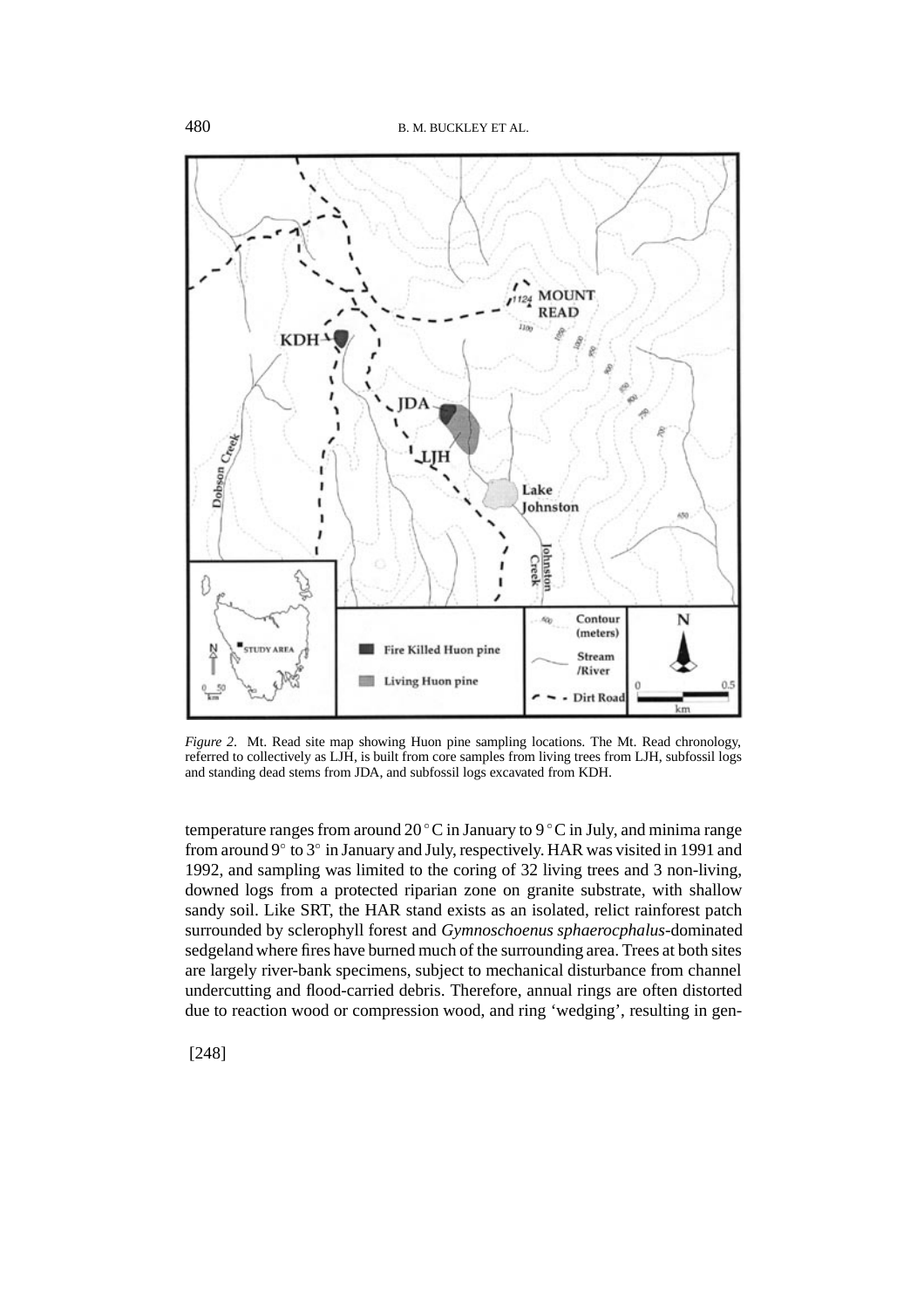*Figure 2*. Mt. Read site map showing Huon pine sampling locations. The Mt. Read chronology, referred to collectively as LJH, is built from core samples from living trees from LJH, subfossil logs and standing dead stems from JDA, and subfossil logs excavated from KDH.

temperature ranges from around 20 °C in January to 9 °C in July, and minima range from around 9° to 3° in January and July, respectively. HAR was visited in 1991 and 1992, and sampling was limited to the coring of 32 living trees and 3 non-living, downed logs from a protected riparian zone on granite substrate, with shallow sandy soil. Like SRT, the HAR stand exists as an isolated, relict rainforest patch surrounded by sclerophyll forest and *Gymnoschoenus sphaerocphalus*-dominated sedgeland where fires have burned much of the surrounding area. Trees at both sites are largely river-bank specimens, subject to mechanical disturbance from channel undercutting and flood-carried debris. Therefore, annual rings are often distorted due to reaction wood or compression wood, and ring 'wedging', resulting in gen-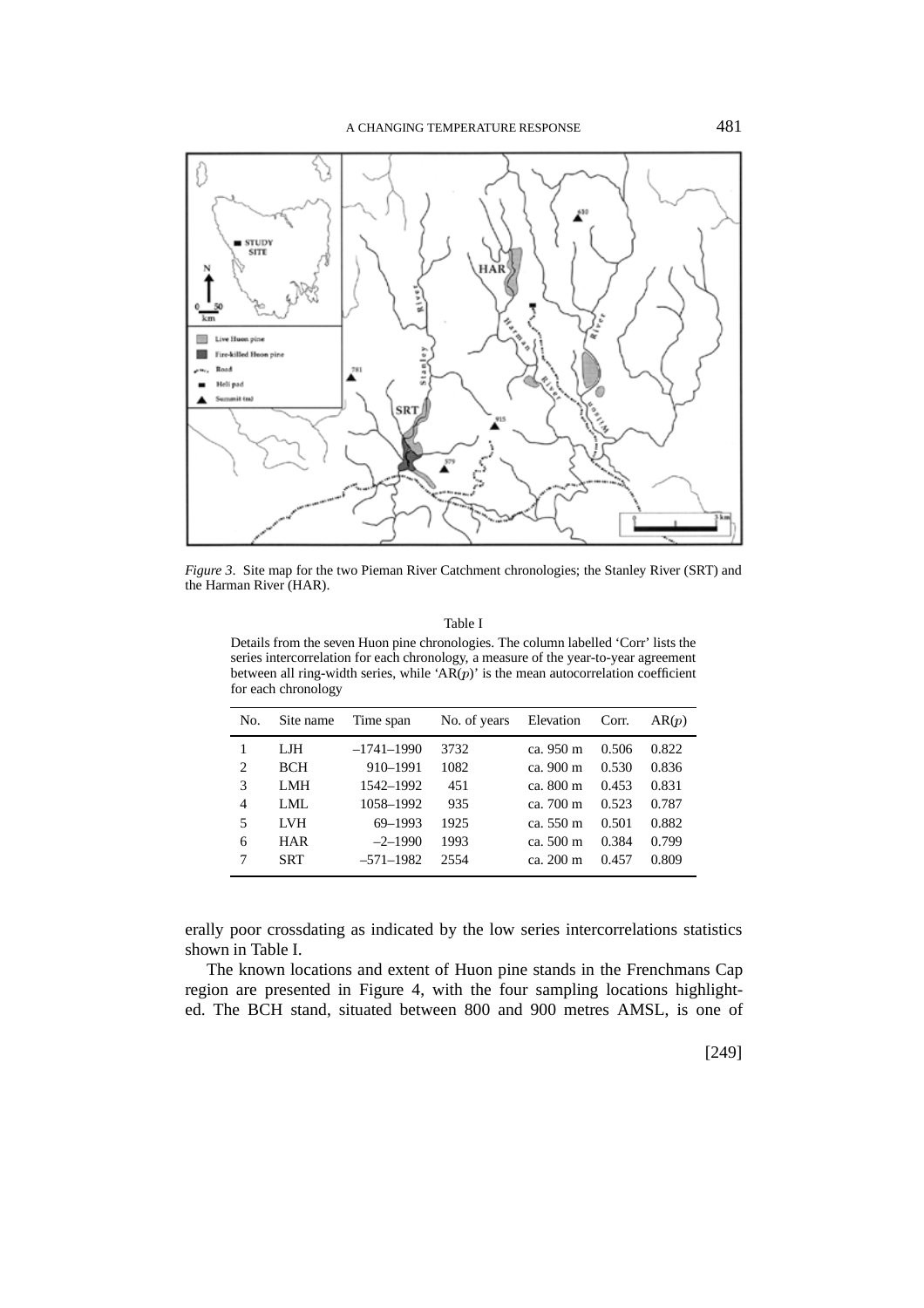*Figure 3*. Site map for the two Pieman River Catchment chronologies; the Stanley River (SRT) and the Harman River (HAR).

Table I

Details from the seven Huon pine chronologies. The column labelled 'Corr' lists the series intercorrelation for each chronology, a measure of the year-to-year agreement between all ring-width series, while 'AR($p$)' is the mean autocorrelation coefficient for each chronology

| No. | Site name | Time span | No. of years | Elevation | Corr. | AR($p$) |
|---|---|---|---|---|---|---|
| 1 | LJH | –1741–1990 | 3732 | ca. 950 m | 0.506 | 0.822 |
| 2 | BCH | 910–1991 | 1082 | ca. 900 m | 0.530 | 0.836 |
| 3 | LMH | 1542–1992 | 451 | ca. 800 m | 0.453 | 0.831 |
| 4 | LML | 1058–1992 | 935 | ca. 700 m | 0.523 | 0.787 |
| 5 | LVH | 69–1993 | 1925 | ca. 550 m | 0.501 | 0.882 |
| 6 | HAR | –2–1990 | 1993 | ca. 500 m | 0.384 | 0.799 |
| 7 | SRT | –571–1982 | 2554 | ca. 200 m | 0.457 | 0.809 |

erally poor crossdating as indicated by the low series intercorrelations statistics shown in Table I.

The known locations and extent of Huon pine stands in the Frenchmans Cap region are presented in Figure 4, with the four sampling locations highlighted. The BCH stand, situated between 800 and 900 metres AMSL, is one of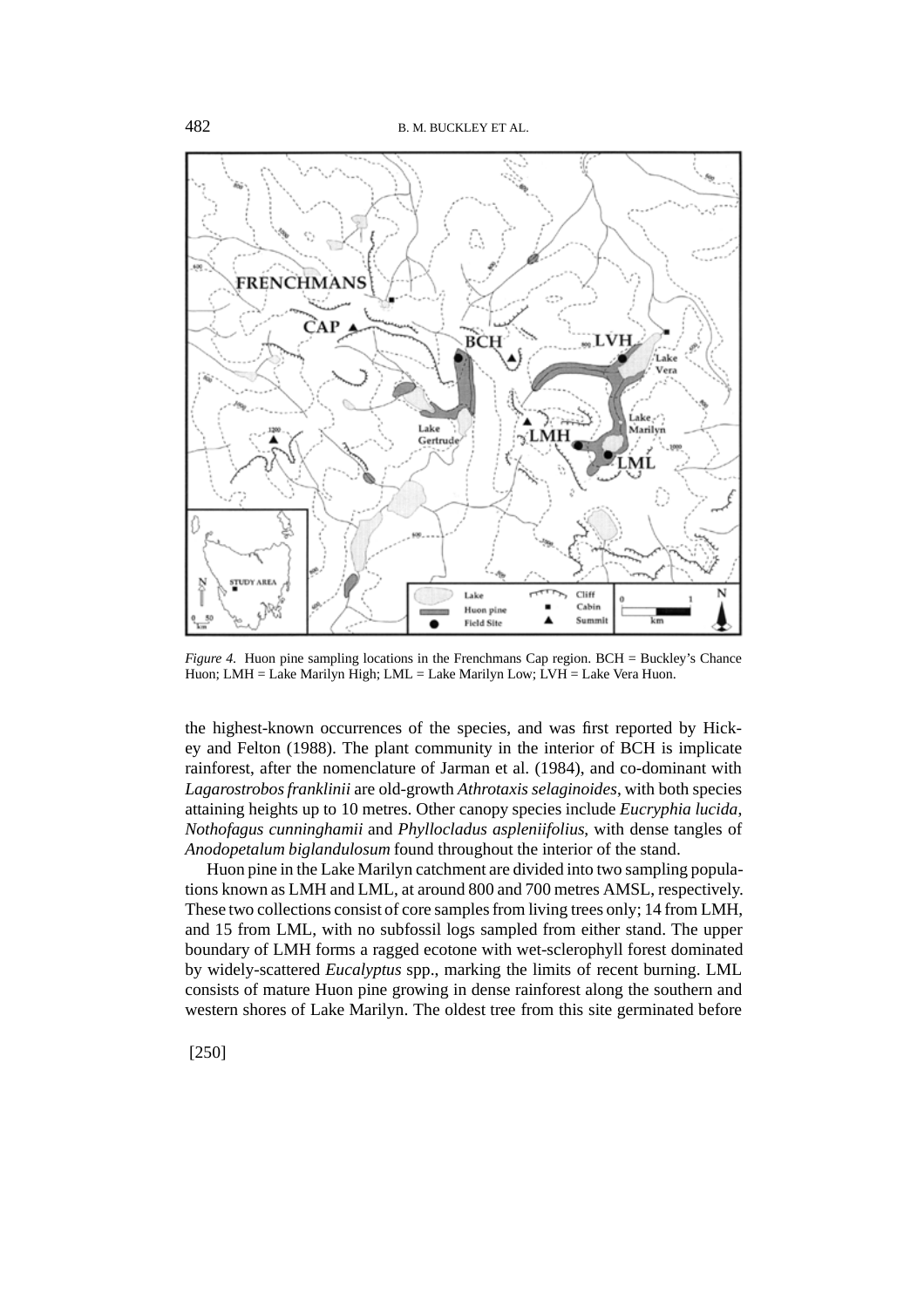*Figure 4.* Huon pine sampling locations in the Frenchmans Cap region. BCH = Buckley's Chance Huon; LMH = Lake Marilyn High; LML = Lake Marilyn Low; LVH = Lake Vera Huon.

the highest-known occurrences of the species, and was first reported by Hickey and Felton (1988). The plant community in the interior of BCH is implicate rainforest, after the nomenclature of Jarman et al. (1984), and co-dominant with *Lagarostrobos franklinii* are old-growth *Athrotaxis selaginoides*, with both species attaining heights up to 10 metres. Other canopy species include *Eucryphia lucida, Nothofagus cunninghamii* and *Phyllocladus aspleniifolius*, with dense tangles of *Anodopetalum biglandulosum* found throughout the interior of the stand.

Huon pine in the Lake Marilyn catchment are divided into two sampling populations known as LMH and LML, at around 800 and 700 metres AMSL, respectively. These two collections consist of core samples from living trees only; 14 from LMH, and 15 from LML, with no subfossil logs sampled from either stand. The upper boundary of LMH forms a ragged ecotone with wet-sclerophyll forest dominated by widely-scattered *Eucalyptus* spp., marking the limits of recent burning. LML consists of mature Huon pine growing in dense rainforest along the southern and western shores of Lake Marilyn. The oldest tree from this site germinated before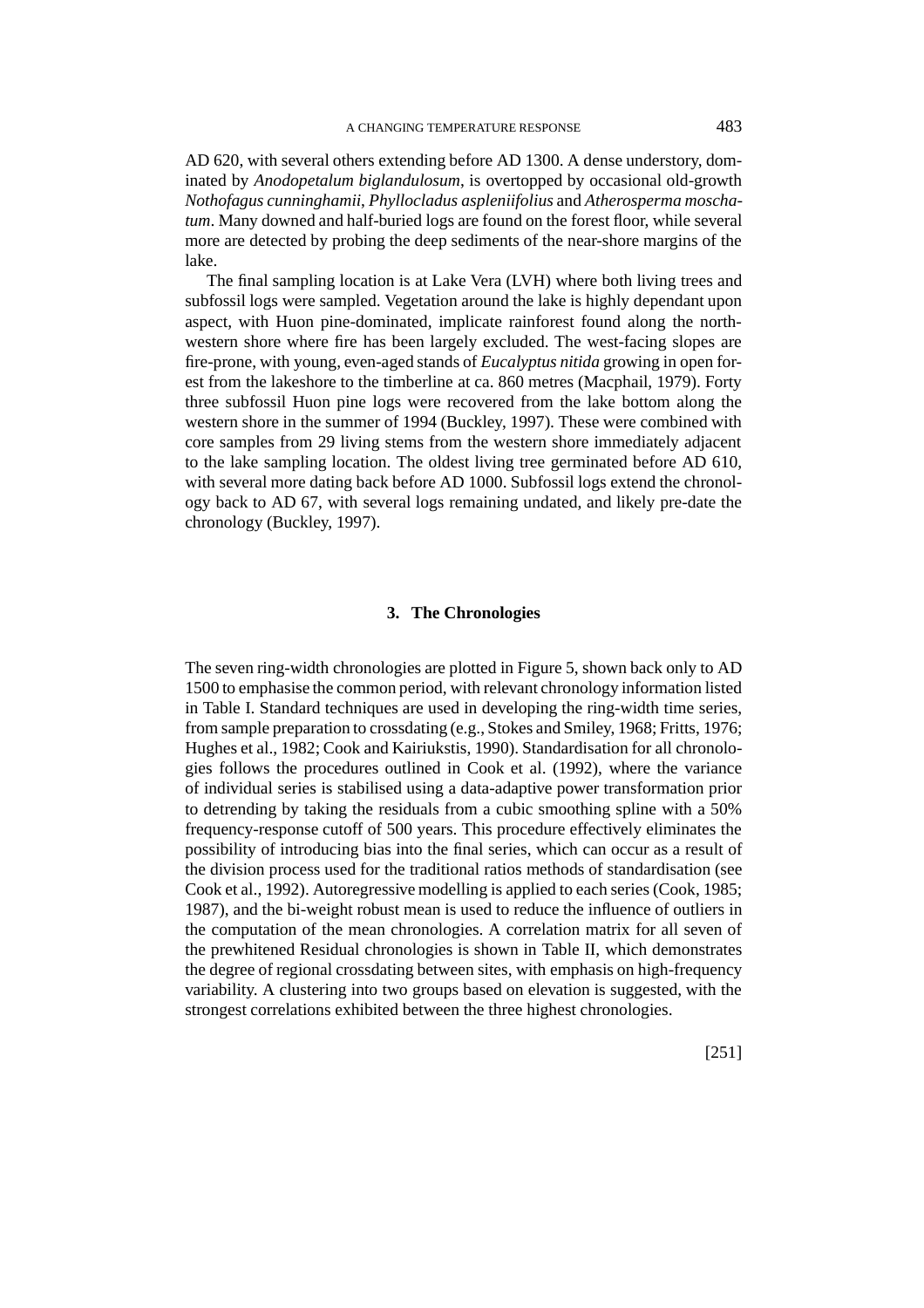AD 620, with several others extending before AD 1300. A dense understory, dominated by *Anodopetalum biglandulosum*, is overtopped by occasional old-growth *Nothofagus cunninghamii*, *Phyllocladus aspleniifolius* and *Atherosperma moschatum*. Many downed and half-buried logs are found on the forest floor, while several more are detected by probing the deep sediments of the near-shore margins of the lake.

The final sampling location is at Lake Vera (LVH) where both living trees and subfossil logs were sampled. Vegetation around the lake is highly dependant upon aspect, with Huon pine-dominated, implicate rainforest found along the north-western shore where fire has been largely excluded. The west-facing slopes are fire-prone, with young, even-aged stands of *Eucalyptus nitida* growing in open forest from the lakeshore to the timberline at ca. 860 metres (Macphail, 1979). Forty three subfossil Huon pine logs were recovered from the lake bottom along the western shore in the summer of 1994 (Buckley, 1997). These were combined with core samples from 29 living stems from the western shore immediately adjacent to the lake sampling location. The oldest living tree germinated before AD 610, with several more dating back before AD 1000. Subfossil logs extend the chronology back to AD 67, with several logs remaining undated, and likely pre-date the chronology (Buckley, 1997).

## 3. The Chronologies

The seven ring-width chronologies are plotted in Figure 5, shown back only to AD 1500 to emphasise the common period, with relevant chronology information listed in Table I. Standard techniques are used in developing the ring-width time series, from sample preparation to crossdating (e.g., Stokes and Smiley, 1968; Fritts, 1976; Hughes et al., 1982; Cook and Kairiukstis, 1990). Standardisation for all chronologies follows the procedures outlined in Cook et al. (1992), where the variance of individual series is stabilised using a data-adaptive power transformation prior to detrending by taking the residuals from a cubic smoothing spline with a 50% frequency-response cutoff of 500 years. This procedure effectively eliminates the possibility of introducing bias into the final series, which can occur as a result of the division process used for the traditional ratios methods of standardisation (see Cook et al., 1992). Autoregressive modelling is applied to each series (Cook, 1985; 1987), and the bi-weight robust mean is used to reduce the influence of outliers in the computation of the mean chronologies. A correlation matrix for all seven of the prewhitened Residual chronologies is shown in Table II, which demonstrates the degree of regional crossdating between sites, with emphasis on high-frequency variability. A clustering into two groups based on elevation is suggested, with the strongest correlations exhibited between the three highest chronologies.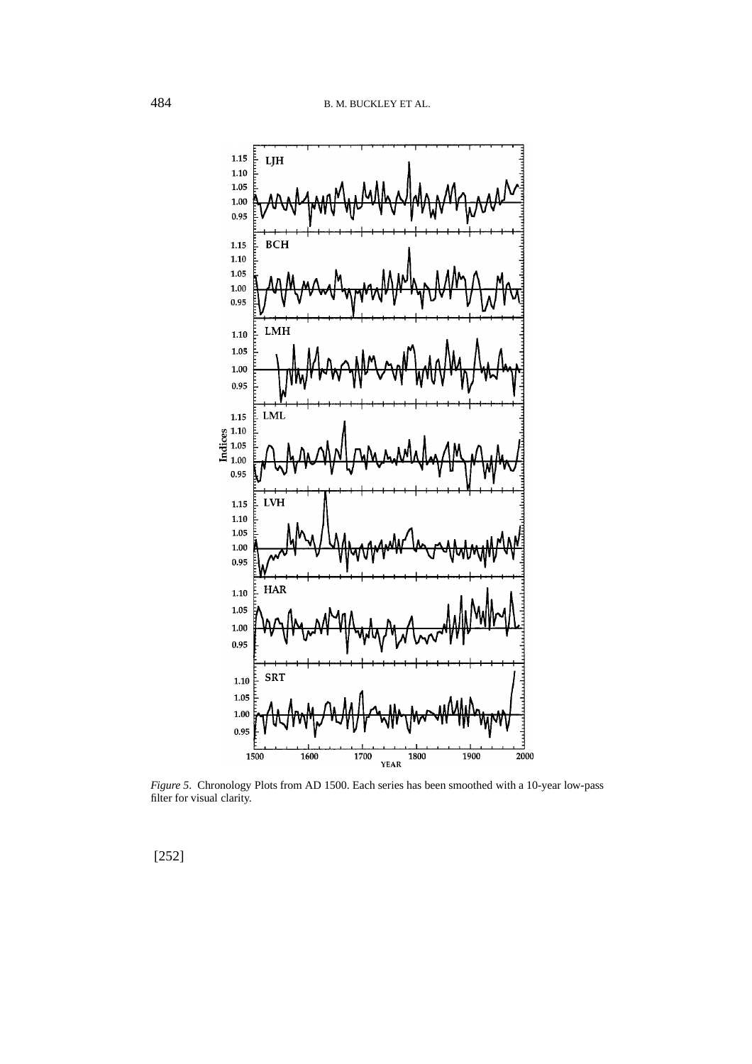*Figure 5*. Chronology Plots from AD 1500. Each series has been smoothed with a 10-year low-pass filter for visual clarity.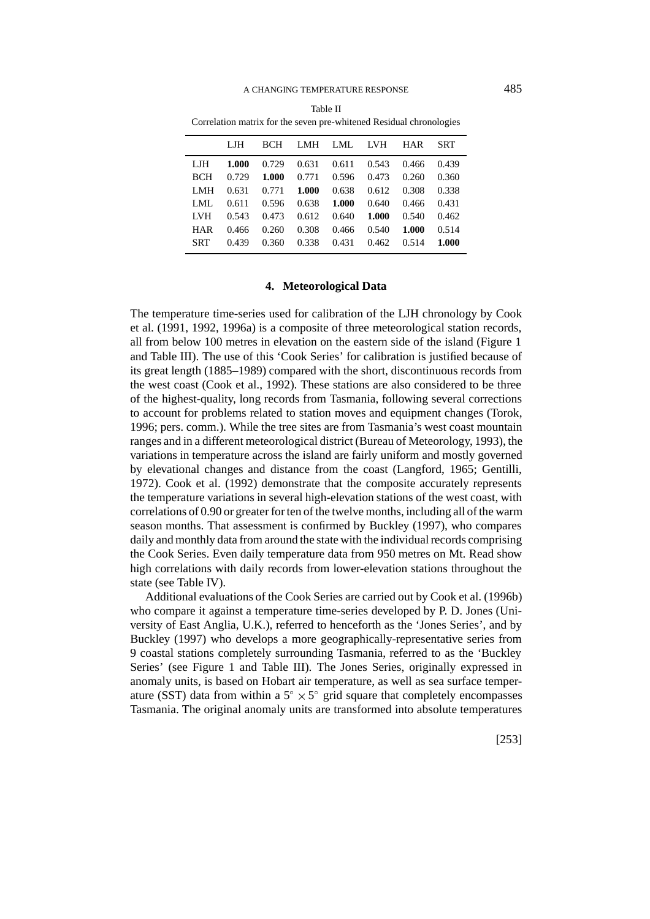Table II
Correlation matrix for the seven pre-whitened Residual chronologies

| | LJH | BCH | LMH | LML | LVH | HAR | SRT |
|---|---|---|---|---|---|---|---|
| LJH | **1.000** | 0.729 | 0.631 | 0.611 | 0.543 | 0.466 | 0.439 |
| BCH | 0.729 | **1.000** | 0.771 | 0.596 | 0.473 | 0.260 | 0.360 |
| LMH | 0.631 | 0.771 | **1.000** | 0.638 | 0.612 | 0.308 | 0.338 |
| LML | 0.611 | 0.596 | 0.638 | **1.000** | 0.640 | 0.466 | 0.431 |
| LVH | 0.543 | 0.473 | 0.612 | 0.640 | **1.000** | 0.540 | 0.462 |
| HAR | 0.466 | 0.260 | 0.308 | 0.466 | 0.540 | **1.000** | 0.514 |
| SRT | 0.439 | 0.360 | 0.338 | 0.431 | 0.462 | 0.514 | **1.000** |

## 4. Meteorological Data

The temperature time-series used for calibration of the LJH chronology by Cook et al. (1991, 1992, 1996a) is a composite of three meteorological station records, all from below 100 metres in elevation on the eastern side of the island (Figure 1 and Table III). The use of this 'Cook Series' for calibration is justified because of its great length (1885–1989) compared with the short, discontinuous records from the west coast (Cook et al., 1992). These stations are also considered to be three of the highest-quality, long records from Tasmania, following several corrections to account for problems related to station moves and equipment changes (Torok, 1996; pers. comm.). While the tree sites are from Tasmania's west coast mountain ranges and in a different meteorological district (Bureau of Meteorology, 1993), the variations in temperature across the island are fairly uniform and mostly governed by elevational changes and distance from the coast (Langford, 1965; Gentilli, 1972). Cook et al. (1992) demonstrate that the composite accurately represents the temperature variations in several high-elevation stations of the west coast, with correlations of 0.90 or greater for ten of the twelve months, including all of the warm season months. That assessment is confirmed by Buckley (1997), who compares daily and monthly data from around the state with the individual records comprising the Cook Series. Even daily temperature data from 950 metres on Mt. Read show high correlations with daily records from lower-elevation stations throughout the state (see Table IV).

Additional evaluations of the Cook Series are carried out by Cook et al. (1996b) who compare it against a temperature time-series developed by P. D. Jones (University of East Anglia, U.K.), referred to henceforth as the 'Jones Series', and by Buckley (1997) who develops a more geographically-representative series from 9 coastal stations completely surrounding Tasmania, referred to as the 'Buckley Series' (see Figure 1 and Table III). The Jones Series, originally expressed in anomaly units, is based on Hobart air temperature, as well as sea surface temperature (SST) data from within a $5^\circ \times 5^\circ$ grid square that completely encompasses Tasmania. The original anomaly units are transformed into absolute temperatures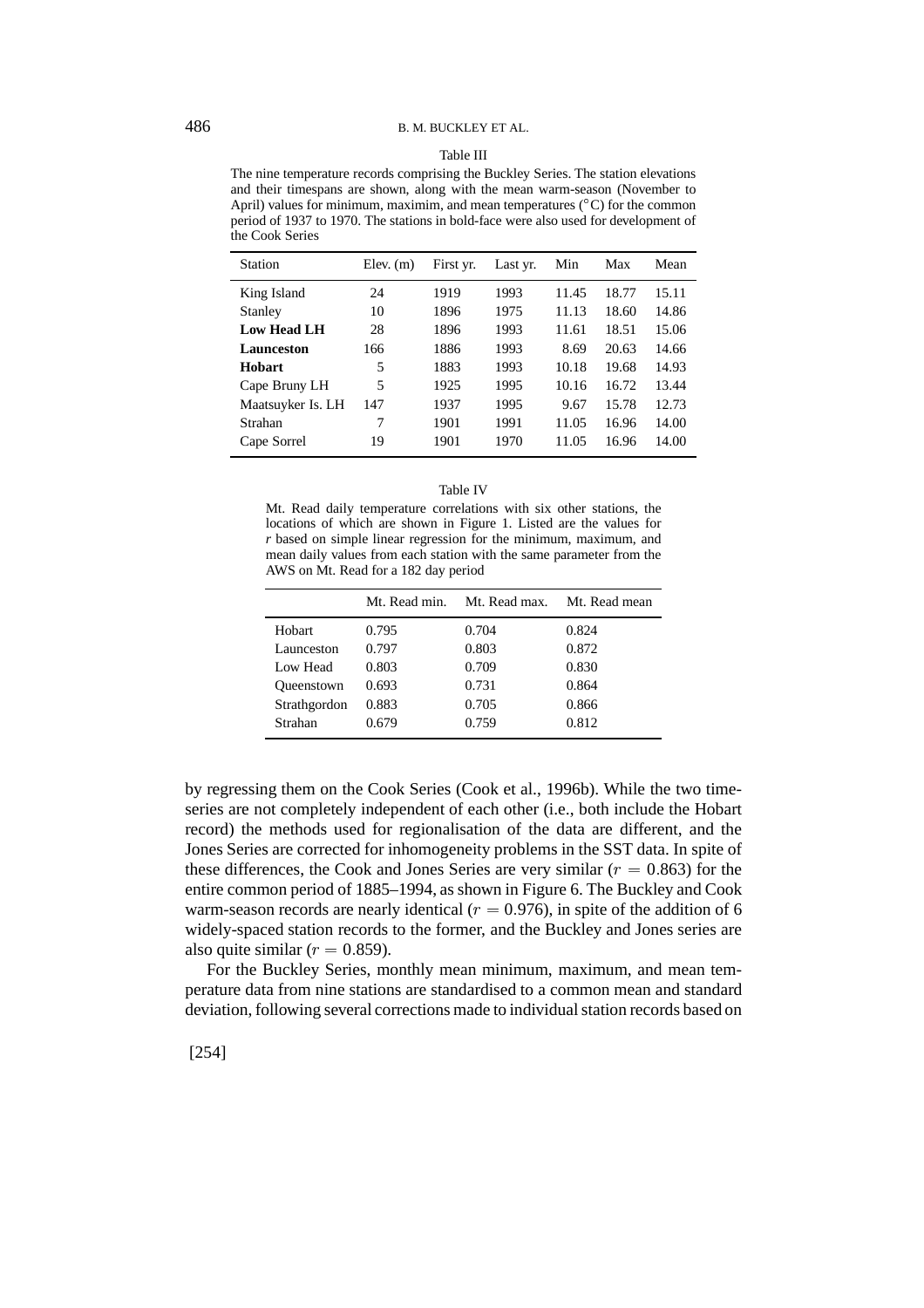Table III

The nine temperature records comprising the Buckley Series. The station elevations and their timespans are shown, along with the mean warm-season (November to April) values for minimum, maximim, and mean temperatures (°C) for the common period of 1937 to 1970. The stations in bold-face were also used for development of the Cook Series

| Station | Elev. (m) | First yr. | Last yr. | Min | Max | Mean |
|---|---|---|---|---|---|---|
| King Island | 24 | 1919 | 1993 | 11.45 | 18.77 | 15.11 |
| Stanley | 10 | 1896 | 1975 | 11.13 | 18.60 | 14.86 |
| **Low Head LH** | 28 | 1896 | 1993 | 11.61 | 18.51 | 15.06 |
| **Launceston** | 166 | 1886 | 1993 | 8.69 | 20.63 | 14.66 |
| **Hobart** | 5 | 1883 | 1993 | 10.18 | 19.68 | 14.93 |
| Cape Bruny LH | 5 | 1925 | 1995 | 10.16 | 16.72 | 13.44 |
| Maatsuyker Is. LH | 147 | 1937 | 1995 | 9.67 | 15.78 | 12.73 |
| Strahan | 7 | 1901 | 1991 | 11.05 | 16.96 | 14.00 |
| Cape Sorrel | 19 | 1901 | 1970 | 11.05 | 16.96 | 14.00 |

Table IV

Mt. Read daily temperature correlations with six other stations, the locations of which are shown in Figure 1. Listed are the values for $r$ based on simple linear regression for the minimum, maximum, and mean daily values from each station with the same parameter from the AWS on Mt. Read for a 182 day period

| | Mt. Read min. | Mt. Read max. | Mt. Read mean |
|---|---|---|---|
| Hobart | 0.795 | 0.704 | 0.824 |
| Launceston | 0.797 | 0.803 | 0.872 |
| Low Head | 0.803 | 0.709 | 0.830 |
| Queenstown | 0.693 | 0.731 | 0.864 |
| Strathgordon | 0.883 | 0.705 | 0.866 |
| Strahan | 0.679 | 0.759 | 0.812 |

by regressing them on the Cook Series (Cook et al., 1996b). While the two time-series are not completely independent of each other (i.e., both include the Hobart record) the methods used for regionalisation of the data are different, and the Jones Series are corrected for inhomogeneity problems in the SST data. In spite of these differences, the Cook and Jones Series are very similar ($r = 0.863$) for the entire common period of 1885–1994, as shown in Figure 6. The Buckley and Cook warm-season records are nearly identical ($r = 0.976$), in spite of the addition of 6 widely-spaced station records to the former, and the Buckley and Jones series are also quite similar ($r = 0.859$).

For the Buckley Series, monthly mean minimum, maximum, and mean temperature data from nine stations are standardised to a common mean and standard deviation, following several corrections made to individual station records based on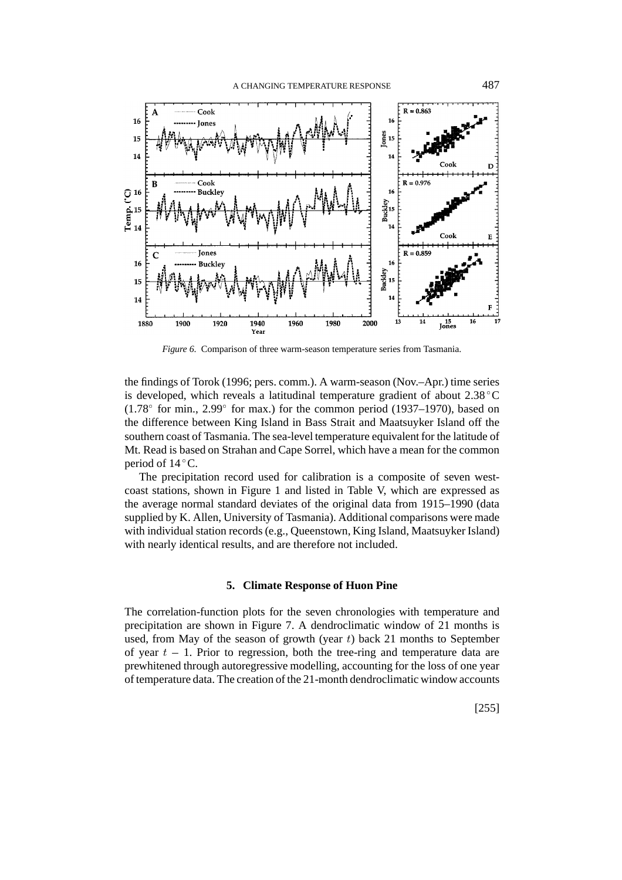*Figure 6*. Comparison of three warm-season temperature series from Tasmania.

the findings of Torok (1996; pers. comm.). A warm-season (Nov.–Apr.) time series is developed, which reveals a latitudinal temperature gradient of about 2.38 °C (1.78° for min., 2.99° for max.) for the common period (1937–1970), based on the difference between King Island in Bass Strait and Maatsuyker Island off the southern coast of Tasmania. The sea-level temperature equivalent for the latitude of Mt. Read is based on Strahan and Cape Sorrel, which have a mean for the common period of 14 °C.

The precipitation record used for calibration is a composite of seven west-coast stations, shown in Figure 1 and listed in Table V, which are expressed as the average normal standard deviates of the original data from 1915–1990 (data supplied by K. Allen, University of Tasmania). Additional comparisons were made with individual station records (e.g., Queenstown, King Island, Maatsuyker Island) with nearly identical results, and are therefore not included.

## 5. Climate Response of Huon Pine

The correlation-function plots for the seven chronologies with temperature and precipitation are shown in Figure 7. A dendroclimatic window of 21 months is used, from May of the season of growth (year $t$) back 21 months to September of year $t - 1$. Prior to regression, both the tree-ring and temperature data are prewhitened through autoregressive modelling, accounting for the loss of one year of temperature data. The creation of the 21-month dendroclimatic window accounts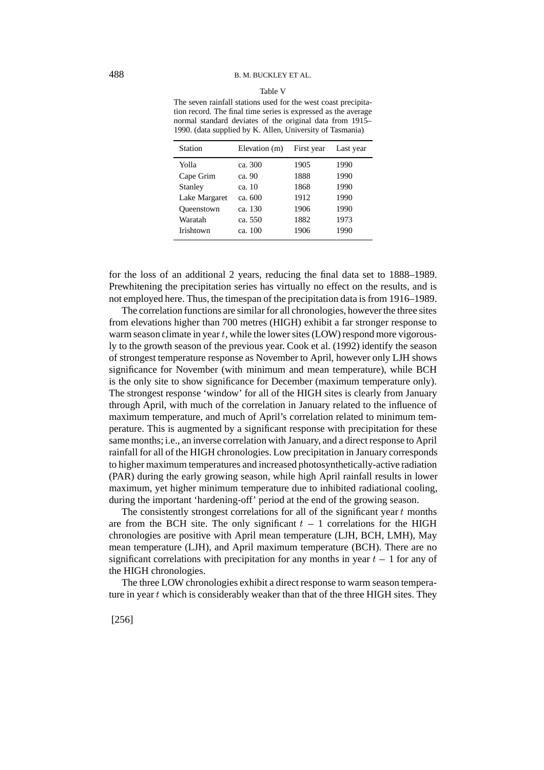Table V

The seven rainfall stations used for the west coast precipitation record. The final time series is expressed as the average normal standard deviates of the original data from 1915–1990. (data supplied by K. Allen, University of Tasmania)

| Station | Elevation (m) | First year | Last year |
|---|---|---|---|
| Yolla | ca. 300 | 1905 | 1990 |
| Cape Grim | ca. 90 | 1888 | 1990 |
| Stanley | ca. 10 | 1868 | 1990 |
| Lake Margaret | ca. 600 | 1912 | 1990 |
| Queenstown | ca. 130 | 1906 | 1990 |
| Waratah | ca. 550 | 1882 | 1973 |
| Irishtown | ca. 100 | 1906 | 1990 |

for the loss of an additional 2 years, reducing the final data set to 1888–1989. Prewhitening the precipitation series has virtually no effect on the results, and is not employed here. Thus, the timespan of the precipitation data is from 1916–1989.

The correlation functions are similar for all chronologies, however the three sites from elevations higher than 700 metres (HIGH) exhibit a far stronger response to warm season climate in year $t$, while the lower sites (LOW) respond more vigorously to the growth season of the previous year. Cook et al. (1992) identify the season of strongest temperature response as November to April, however only LJH shows significance for November (with minimum and mean temperature), while BCH is the only site to show significance for December (maximum temperature only). The strongest response 'window' for all of the HIGH sites is clearly from January through April, with much of the correlation in January related to the influence of maximum temperature, and much of April's correlation related to minimum temperature. This is augmented by a significant response with precipitation for these same months; i.e., an inverse correlation with January, and a direct response to April rainfall for all of the HIGH chronologies. Low precipitation in January corresponds to higher maximum temperatures and increased photosynthetically-active radiation (PAR) during the early growing season, while high April rainfall results in lower maximum, yet higher minimum temperature due to inhibited radiational cooling, during the important 'hardening-off' period at the end of the growing season.

The consistently strongest correlations for all of the significant year $t$ months are from the BCH site. The only significant $t - 1$ correlations for the HIGH chronologies are positive with April mean temperature (LJH, BCH, LMH), May mean temperature (LJH), and April maximum temperature (BCH). There are no significant correlations with precipitation for any months in year $t - 1$ for any of the HIGH chronologies.

The three LOW chronologies exhibit a direct response to warm season temperature in year $t$ which is considerably weaker than that of the three HIGH sites. They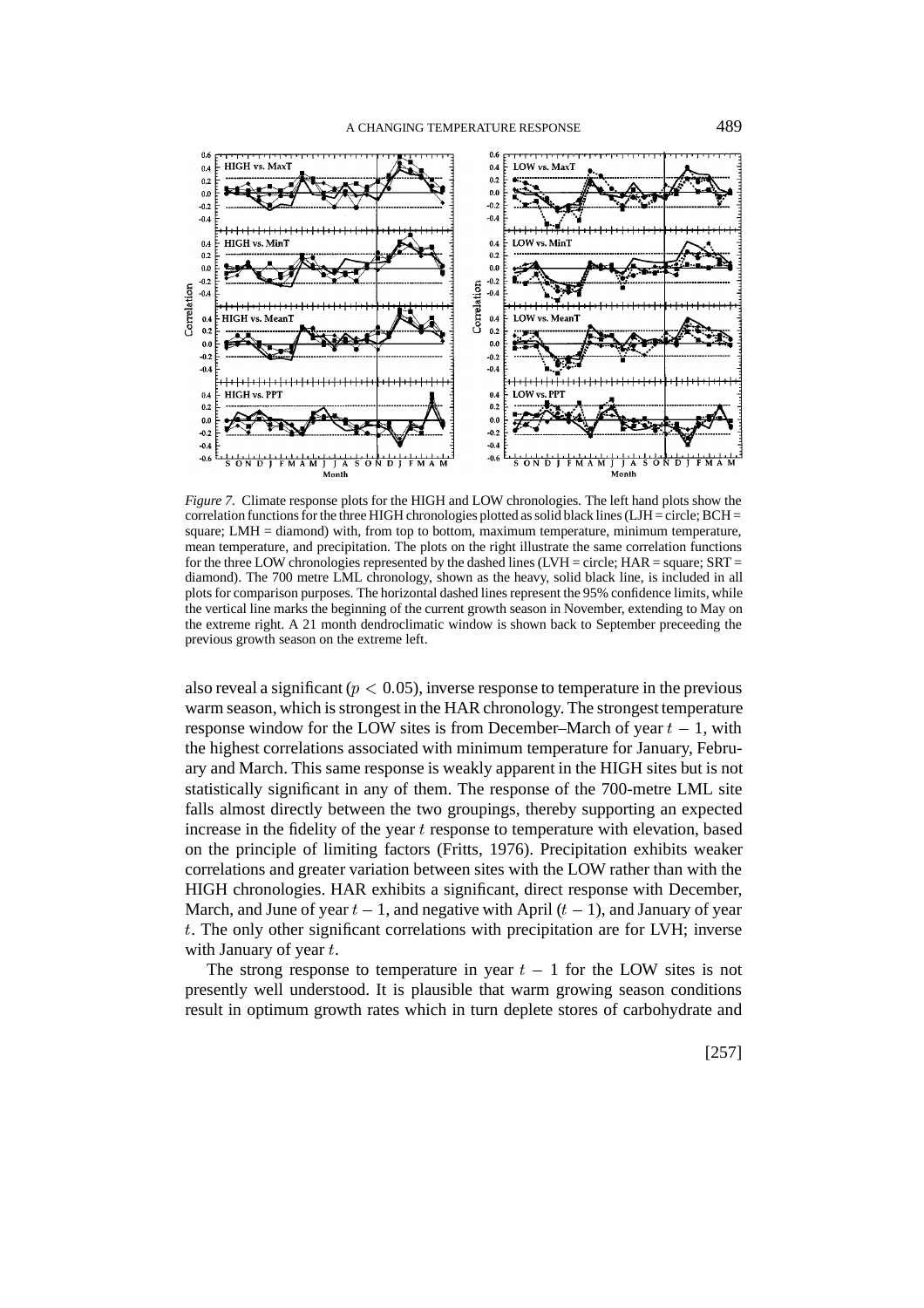*Figure 7.* Climate response plots for the HIGH and LOW chronologies. The left hand plots show the correlation functions for the three HIGH chronologies plotted as solid black lines (LJH = circle; BCH = square; LMH = diamond) with, from top to bottom, maximum temperature, minimum temperature, mean temperature, and precipitation. The plots on the right illustrate the same correlation functions for the three LOW chronologies represented by the dashed lines (LVH = circle; HAR = square; SRT = diamond). The 700 metre LML chronology, shown as the heavy, solid black line, is included in all plots for comparison purposes. The horizontal dashed lines represent the 95% confidence limits, while the vertical line marks the beginning of the current growth season in November, extending to May on the extreme right. A 21 month dendroclimatic window is shown back to September preceeding the previous growth season on the extreme left.

also reveal a significant ($p < 0.05$), inverse response to temperature in the previous warm season, which is strongest in the HAR chronology. The strongest temperature response window for the LOW sites is from December–March of year $t - 1$, with the highest correlations associated with minimum temperature for January, February and March. This same response is weakly apparent in the HIGH sites but is not statistically significant in any of them. The response of the 700-metre LML site falls almost directly between the two groupings, thereby supporting an expected increase in the fidelity of the year $t$ response to temperature with elevation, based on the principle of limiting factors (Fritts, 1976). Precipitation exhibits weaker correlations and greater variation between sites with the LOW rather than with the HIGH chronologies. HAR exhibits a significant, direct response with December, March, and June of year $t - 1$, and negative with April ($t - 1$), and January of year $t$. The only other significant correlations with precipitation are for LVH; inverse with January of year $t$.

The strong response to temperature in year $t - 1$ for the LOW sites is not presently well understood. It is plausible that warm growing season conditions result in optimum growth rates which in turn deplete stores of carbohydrate and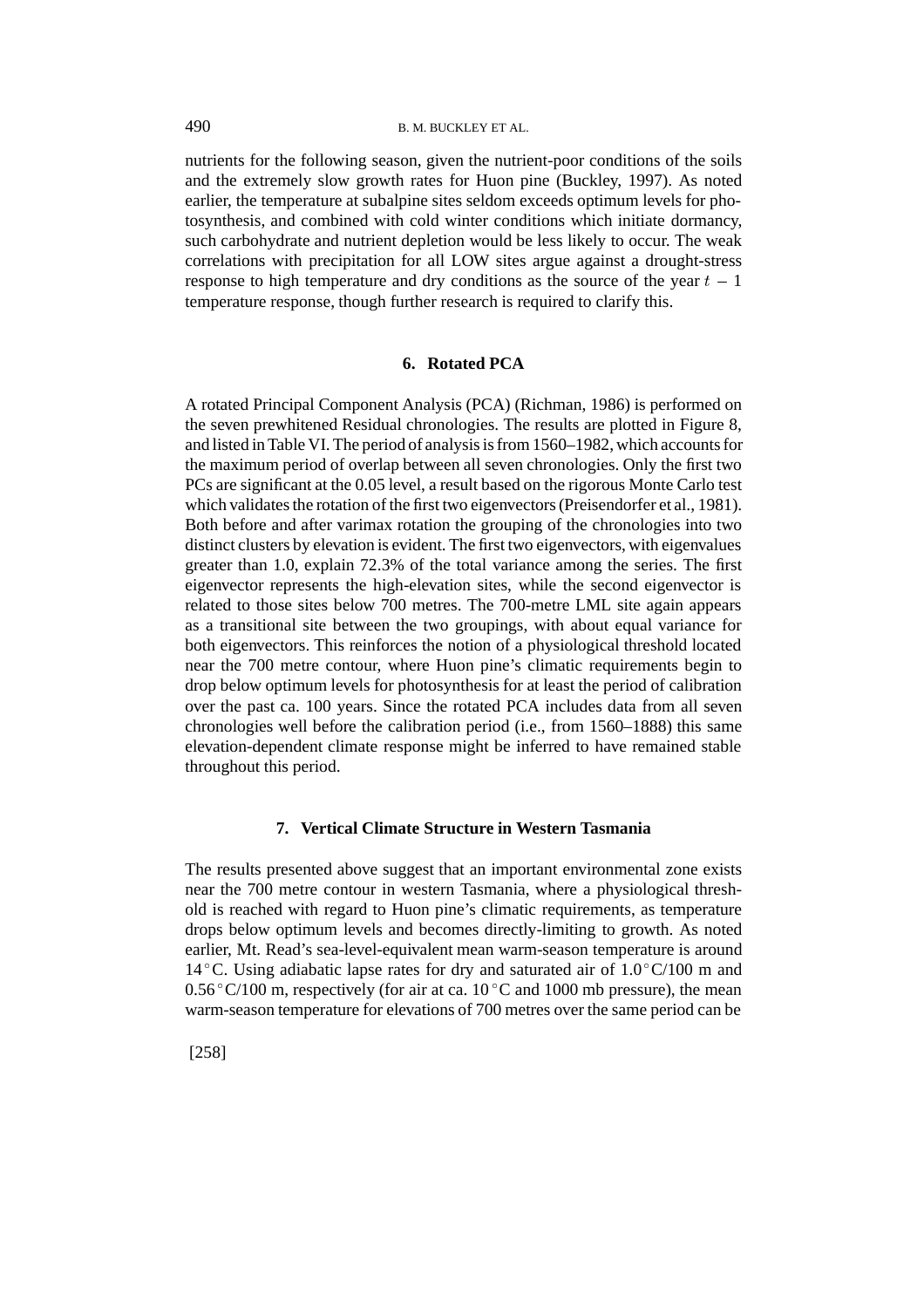nutrients for the following season, given the nutrient-poor conditions of the soils and the extremely slow growth rates for Huon pine (Buckley, 1997). As noted earlier, the temperature at subalpine sites seldom exceeds optimum levels for photosynthesis, and combined with cold winter conditions which initiate dormancy, such carbohydrate and nutrient depletion would be less likely to occur. The weak correlations with precipitation for all LOW sites argue against a drought-stress response to high temperature and dry conditions as the source of the year $t - 1$ temperature response, though further research is required to clarify this.

## 6. Rotated PCA

A rotated Principal Component Analysis (PCA) (Richman, 1986) is performed on the seven prewhitened Residual chronologies. The results are plotted in Figure 8, and listed in Table VI. The period of analysis is from 1560–1982, which accounts for the maximum period of overlap between all seven chronologies. Only the first two PCs are significant at the 0.05 level, a result based on the rigorous Monte Carlo test which validates the rotation of the first two eigenvectors (Preisendorfer et al., 1981). Both before and after varimax rotation the grouping of the chronologies into two distinct clusters by elevation is evident. The first two eigenvectors, with eigenvalues greater than 1.0, explain 72.3% of the total variance among the series. The first eigenvector represents the high-elevation sites, while the second eigenvector is related to those sites below 700 metres. The 700-metre LML site again appears as a transitional site between the two groupings, with about equal variance for both eigenvectors. This reinforces the notion of a physiological threshold located near the 700 metre contour, where Huon pine's climatic requirements begin to drop below optimum levels for photosynthesis for at least the period of calibration over the past ca. 100 years. Since the rotated PCA includes data from all seven chronologies well before the calibration period (i.e., from 1560–1888) this same elevation-dependent climate response might be inferred to have remained stable throughout this period.

## 7. Vertical Climate Structure in Western Tasmania

The results presented above suggest that an important environmental zone exists near the 700 metre contour in western Tasmania, where a physiological threshold is reached with regard to Huon pine's climatic requirements, as temperature drops below optimum levels and becomes directly-limiting to growth. As noted earlier, Mt. Read's sea-level-equivalent mean warm-season temperature is around 14 °C. Using adiabatic lapse rates for dry and saturated air of 1.0 °C/100 m and 0.56 °C/100 m, respectively (for air at ca. 10 °C and 1000 mb pressure), the mean warm-season temperature for elevations of 700 metres over the same period can be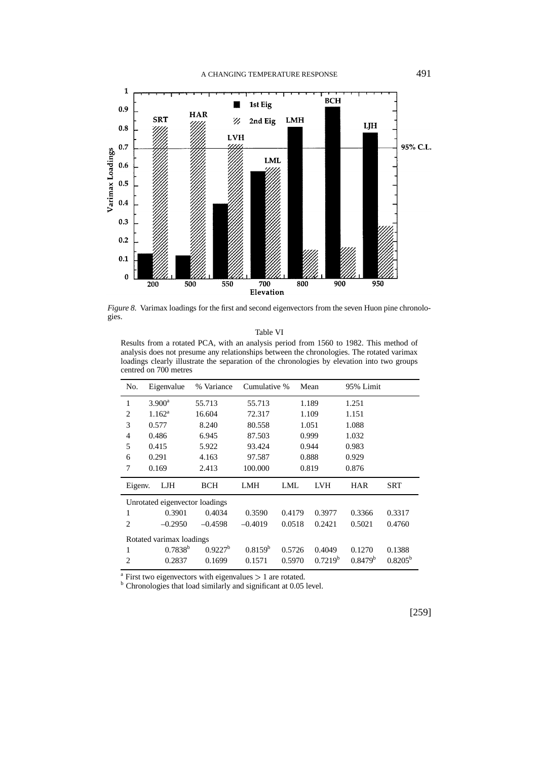*Figure 8.* Varimax loadings for the first and second eigenvectors from the seven Huon pine chronologies.

Table VI

Results from a rotated PCA, with an analysis period from 1560 to 1982. This method of analysis does not presume any relationships between the chronologies. The rotated varimax loadings clearly illustrate the separation of the chronologies by elevation into two groups centred on 700 metres

| No. | Eigenvalue | % Variance | Cumulative % | Mean | 95% Limit |
|---|---|---|---|---|---|
| 1 | 3.900[a] | 55.713 | 55.713 | 1.189 | 1.251 |
| 2 | 1.162[a] | 16.604 | 72.317 | 1.109 | 1.151 |
| 3 | 0.577 | 8.240 | 80.558 | 1.051 | 1.088 |
| 4 | 0.486 | 6.945 | 87.503 | 0.999 | 1.032 |
| 5 | 0.415 | 5.922 | 93.424 | 0.944 | 0.983 |
| 6 | 0.291 | 4.163 | 97.587 | 0.888 | 0.929 |
| 7 | 0.169 | 2.413 | 100.000 | 0.819 | 0.876 |

| Eigenv. | LJH | BCH | LMH | LML | LVH | HAR | SRT |
|---|---|---|---|---|---|---|---|
| Unrotated eigenvector loadings | | | | | | | |
| 1 | 0.3901 | 0.4034 | 0.3590 | 0.4179 | 0.3977 | 0.3366 | 0.3317 |
| 2 | –0.2950 | –0.4598 | –0.4019 | 0.0518 | 0.2421 | 0.5021 | 0.4760 |
| Rotated varimax loadings | | | | | | | |
| 1 | 0.7838[b] | 0.9227[b] | 0.8159[b] | 0.5726 | 0.4049 | 0.1270 | 0.1388 |
| 2 | 0.2837 | 0.1699 | 0.1571 | 0.5970 | 0.7219[b] | 0.8479[b] | 0.8205[b] |

[a] First two eigenvectors with eigenvalues $> 1$ are rotated.
[b] Chronologies that load similarly and significant at 0.05 level.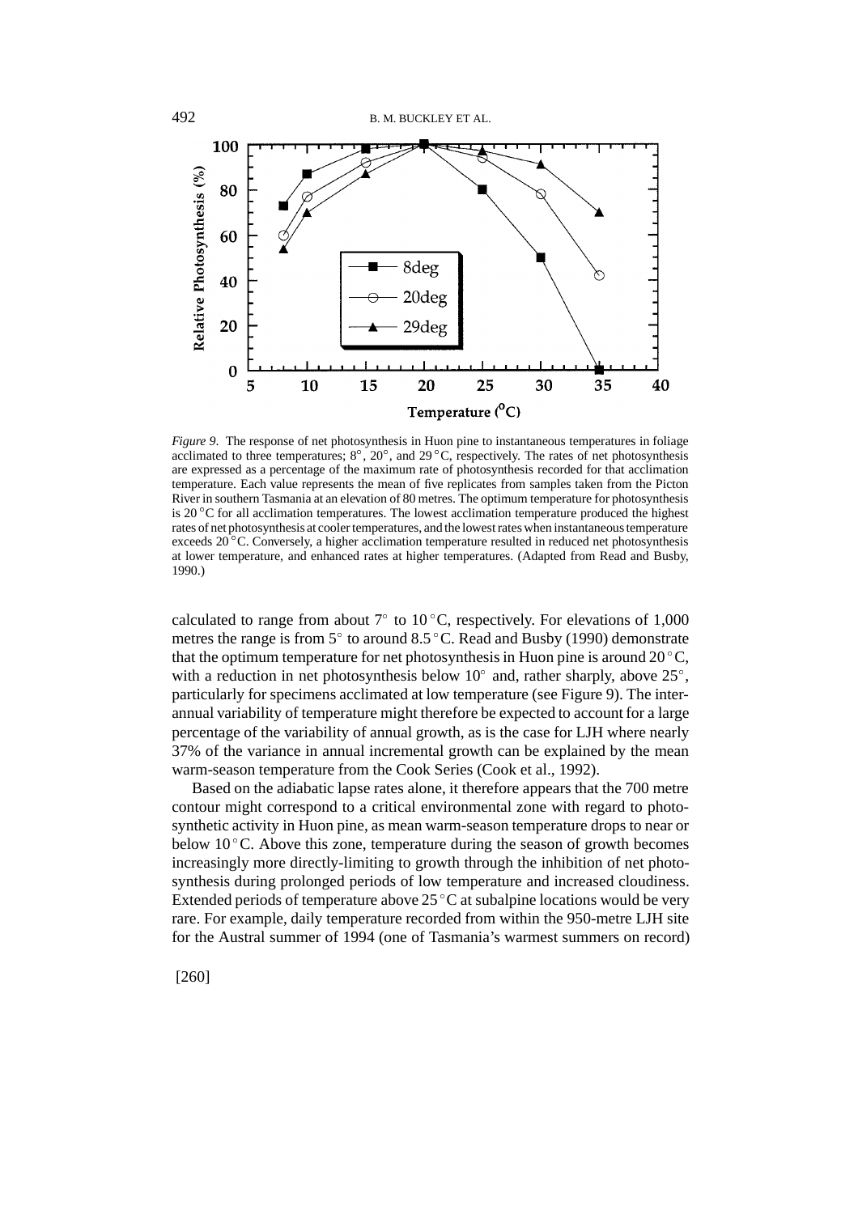*Figure 9*. The response of net photosynthesis in Huon pine to instantaneous temperatures in foliage acclimated to three temperatures; 8°, 20°, and 29 °C, respectively. The rates of net photosynthesis are expressed as a percentage of the maximum rate of photosynthesis recorded for that acclimation temperature. Each value represents the mean of five replicates from samples taken from the Picton River in southern Tasmania at an elevation of 80 metres. The optimum temperature for photosynthesis is 20 °C for all acclimation temperatures. The lowest acclimation temperature produced the highest rates of net photosynthesis at cooler temperatures, and the lowest rates when instantaneous temperature exceeds 20 °C. Conversely, a higher acclimation temperature resulted in reduced net photosynthesis at lower temperature, and enhanced rates at higher temperatures. (Adapted from Read and Busby, 1990.)

calculated to range from about 7° to 10 °C, respectively. For elevations of 1,000 metres the range is from 5° to around 8.5 °C. Read and Busby (1990) demonstrate that the optimum temperature for net photosynthesis in Huon pine is around 20 °C, with a reduction in net photosynthesis below 10° and, rather sharply, above 25°, particularly for specimens acclimated at low temperature (see Figure 9). The interannual variability of temperature might therefore be expected to account for a large percentage of the variability of annual growth, as is the case for LJH where nearly 37% of the variance in annual incremental growth can be explained by the mean warm-season temperature from the Cook Series (Cook et al., 1992).

Based on the adiabatic lapse rates alone, it therefore appears that the 700 metre contour might correspond to a critical environmental zone with regard to photosynthetic activity in Huon pine, as mean warm-season temperature drops to near or below 10 °C. Above this zone, temperature during the season of growth becomes increasingly more directly-limiting to growth through the inhibition of net photosynthesis during prolonged periods of low temperature and increased cloudiness. Extended periods of temperature above 25 °C at subalpine locations would be very rare. For example, daily temperature recorded from within the 950-metre LJH site for the Austral summer of 1994 (one of Tasmania's warmest summers on record)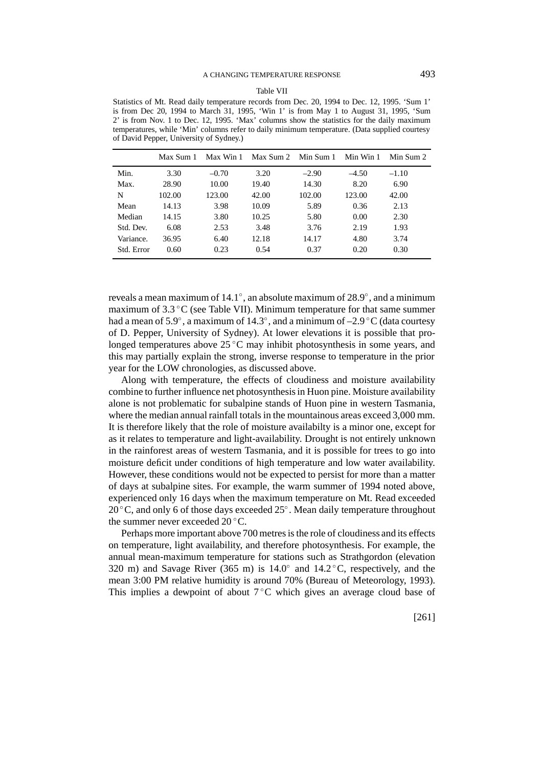Table VII

Statistics of Mt. Read daily temperature records from Dec. 20, 1994 to Dec. 12, 1995. 'Sum 1' is from Dec 20, 1994 to March 31, 1995, 'Win 1' is from May 1 to August 31, 1995, 'Sum 2' is from Nov. 1 to Dec. 12, 1995. 'Max' columns show the statistics for the daily maximum temperatures, while 'Min' columns refer to daily minimum temperature. (Data supplied courtesy of David Pepper, University of Sydney.)

| | Max Sum 1 | Max Win 1 | Max Sum 2 | Min Sum 1 | Min Win 1 | Min Sum 2 |
|---|---|---|---|---|---|---|
| Min. | 3.30 | –0.70 | 3.20 | –2.90 | –4.50 | –1.10 |
| Max. | 28.90 | 10.00 | 19.40 | 14.30 | 8.20 | 6.90 |
| N | 102.00 | 123.00 | 42.00 | 102.00 | 123.00 | 42.00 |
| Mean | 14.13 | 3.98 | 10.09 | 5.89 | 0.36 | 2.13 |
| Median | 14.15 | 3.80 | 10.25 | 5.80 | 0.00 | 2.30 |
| Std. Dev. | 6.08 | 2.53 | 3.48 | 3.76 | 2.19 | 1.93 |
| Variance. | 36.95 | 6.40 | 12.18 | 14.17 | 4.80 | 3.74 |
| Std. Error | 0.60 | 0.23 | 0.54 | 0.37 | 0.20 | 0.30 |

reveals a mean maximum of 14.1°, an absolute maximum of 28.9°, and a minimum maximum of 3.3 °C (see Table VII). Minimum temperature for that same summer had a mean of 5.9°, a maximum of 14.3°, and a minimum of –2.9 °C (data courtesy of D. Pepper, University of Sydney). At lower elevations it is possible that prolonged temperatures above 25 °C may inhibit photosynthesis in some years, and this may partially explain the strong, inverse response to temperature in the prior year for the LOW chronologies, as discussed above.

Along with temperature, the effects of cloudiness and moisture availability combine to further influence net photosynthesis in Huon pine. Moisture availability alone is not problematic for subalpine stands of Huon pine in western Tasmania, where the median annual rainfall totals in the mountainous areas exceed 3,000 mm. It is therefore likely that the role of moisture availabilty is a minor one, except for as it relates to temperature and light-availability. Drought is not entirely unknown in the rainforest areas of western Tasmania, and it is possible for trees to go into moisture deficit under conditions of high temperature and low water availability. However, these conditions would not be expected to persist for more than a matter of days at subalpine sites. For example, the warm summer of 1994 noted above, experienced only 16 days when the maximum temperature on Mt. Read exceeded 20 °C, and only 6 of those days exceeded 25°. Mean daily temperature throughout the summer never exceeded 20 °C.

Perhaps more important above 700 metres is the role of cloudiness and its effects on temperature, light availability, and therefore photosynthesis. For example, the annual mean-maximum temperature for stations such as Strathgordon (elevation 320 m) and Savage River (365 m) is 14.0° and 14.2 °C, respectively, and the mean 3:00 PM relative humidity is around 70% (Bureau of Meteorology, 1993). This implies a dewpoint of about 7 °C which gives an average cloud base of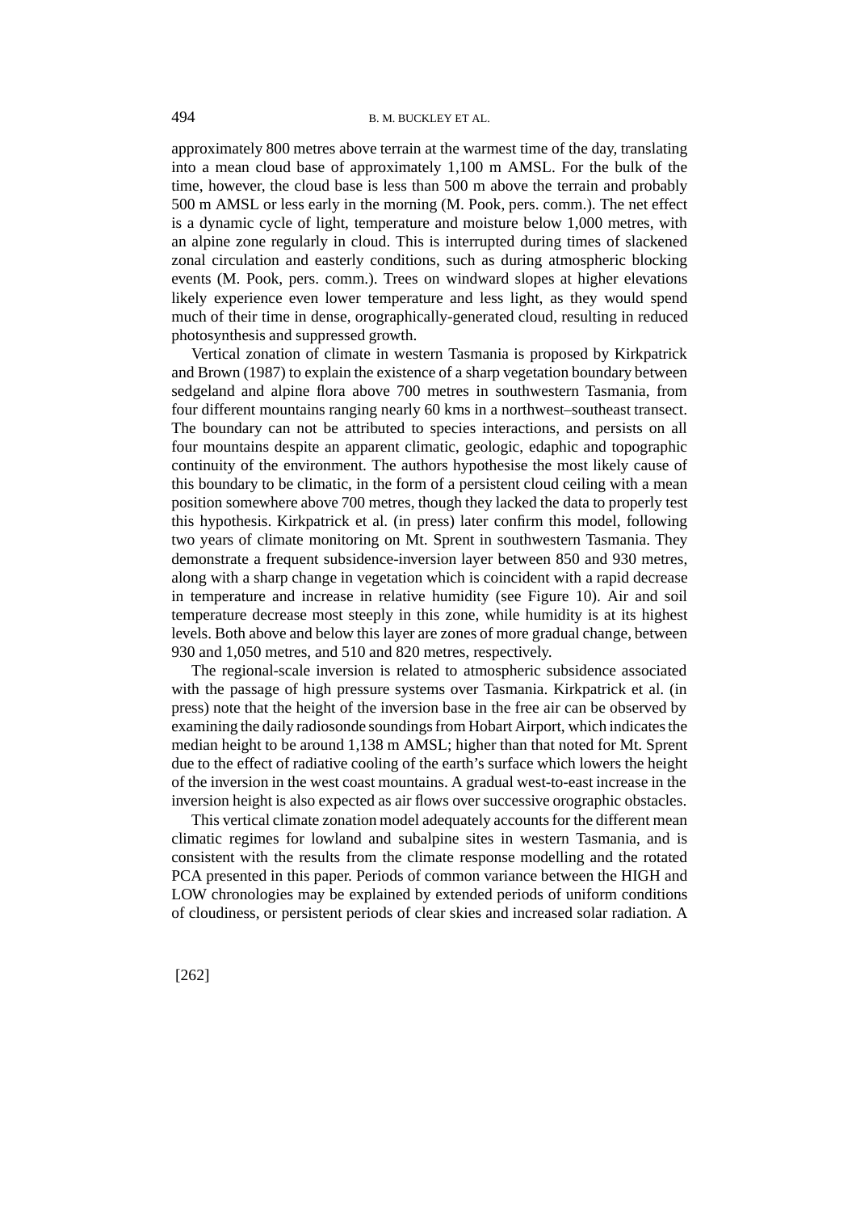approximately 800 metres above terrain at the warmest time of the day, translating into a mean cloud base of approximately 1,100 m AMSL. For the bulk of the time, however, the cloud base is less than 500 m above the terrain and probably 500 m AMSL or less early in the morning (M. Pook, pers. comm.). The net effect is a dynamic cycle of light, temperature and moisture below 1,000 metres, with an alpine zone regularly in cloud. This is interrupted during times of slackened zonal circulation and easterly conditions, such as during atmospheric blocking events (M. Pook, pers. comm.). Trees on windward slopes at higher elevations likely experience even lower temperature and less light, as they would spend much of their time in dense, orographically-generated cloud, resulting in reduced photosynthesis and suppressed growth.

Vertical zonation of climate in western Tasmania is proposed by Kirkpatrick and Brown (1987) to explain the existence of a sharp vegetation boundary between sedgeland and alpine flora above 700 metres in southwestern Tasmania, from four different mountains ranging nearly 60 kms in a northwest–southeast transect. The boundary can not be attributed to species interactions, and persists on all four mountains despite an apparent climatic, geologic, edaphic and topographic continuity of the environment. The authors hypothesise the most likely cause of this boundary to be climatic, in the form of a persistent cloud ceiling with a mean position somewhere above 700 metres, though they lacked the data to properly test this hypothesis. Kirkpatrick et al. (in press) later confirm this model, following two years of climate monitoring on Mt. Sprent in southwestern Tasmania. They demonstrate a frequent subsidence-inversion layer between 850 and 930 metres, along with a sharp change in vegetation which is coincident with a rapid decrease in temperature and increase in relative humidity (see Figure 10). Air and soil temperature decrease most steeply in this zone, while humidity is at its highest levels. Both above and below this layer are zones of more gradual change, between 930 and 1,050 metres, and 510 and 820 metres, respectively.

The regional-scale inversion is related to atmospheric subsidence associated with the passage of high pressure systems over Tasmania. Kirkpatrick et al. (in press) note that the height of the inversion base in the free air can be observed by examining the daily radiosonde soundings from Hobart Airport, which indicates the median height to be around 1,138 m AMSL; higher than that noted for Mt. Sprent due to the effect of radiative cooling of the earth's surface which lowers the height of the inversion in the west coast mountains. A gradual west-to-east increase in the inversion height is also expected as air flows over successive orographic obstacles.

This vertical climate zonation model adequately accounts for the different mean climatic regimes for lowland and subalpine sites in western Tasmania, and is consistent with the results from the climate response modelling and the rotated PCA presented in this paper. Periods of common variance between the HIGH and LOW chronologies may be explained by extended periods of uniform conditions of cloudiness, or persistent periods of clear skies and increased solar radiation. A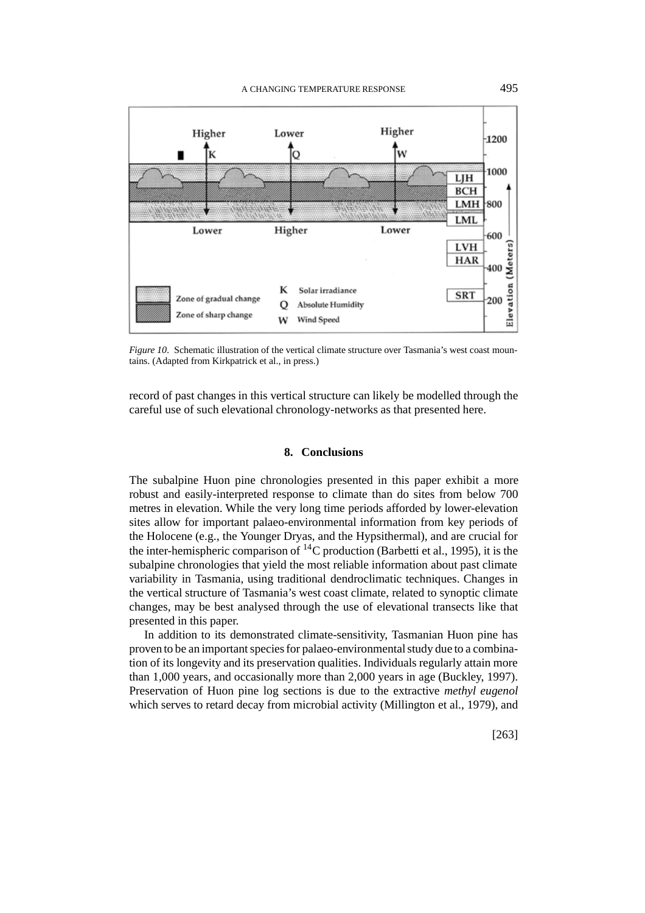*Figure 10*. Schematic illustration of the vertical climate structure over Tasmania's west coast mountains. (Adapted from Kirkpatrick et al., in press.)

record of past changes in this vertical structure can likely be modelled through the careful use of such elevational chronology-networks as that presented here.

## 8. Conclusions

The subalpine Huon pine chronologies presented in this paper exhibit a more robust and easily-interpreted response to climate than do sites from below 700 metres in elevation. While the very long time periods afforded by lower-elevation sites allow for important palaeo-environmental information from key periods of the Holocene (e.g., the Younger Dryas, and the Hypsithermal), and are crucial for the inter-hemispheric comparison of $^{14}C$ production (Barbetti et al., 1995), it is the subalpine chronologies that yield the most reliable information about past climate variability in Tasmania, using traditional dendroclimatic techniques. Changes in the vertical structure of Tasmania's west coast climate, related to synoptic climate changes, may be best analysed through the use of elevational transects like that presented in this paper.

In addition to its demonstrated climate-sensitivity, Tasmanian Huon pine has proven to be an important species for palaeo-environmental study due to a combination of its longevity and its preservation qualities. Individuals regularly attain more than 1,000 years, and occasionally more than 2,000 years in age (Buckley, 1997). Preservation of Huon pine log sections is due to the extractive *methyl eugenol* which serves to retard decay from microbial activity (Millington et al., 1979), and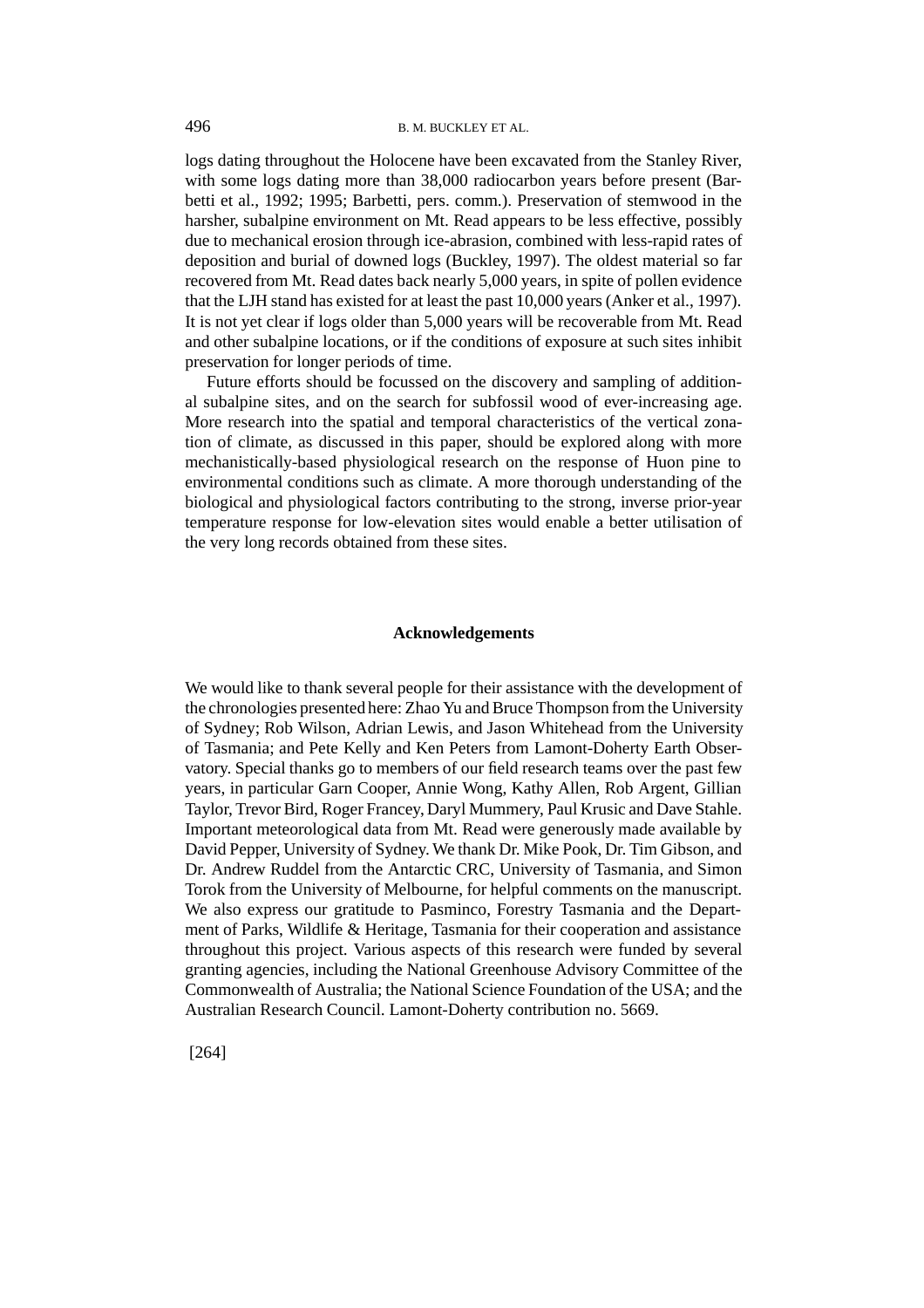logs dating throughout the Holocene have been excavated from the Stanley River, with some logs dating more than 38,000 radiocarbon years before present (Barbetti et al., 1992; 1995; Barbetti, pers. comm.). Preservation of stemwood in the harsher, subalpine environment on Mt. Read appears to be less effective, possibly due to mechanical erosion through ice-abrasion, combined with less-rapid rates of deposition and burial of downed logs (Buckley, 1997). The oldest material so far recovered from Mt. Read dates back nearly 5,000 years, in spite of pollen evidence that the LJH stand has existed for at least the past 10,000 years (Anker et al., 1997). It is not yet clear if logs older than 5,000 years will be recoverable from Mt. Read and other subalpine locations, or if the conditions of exposure at such sites inhibit preservation for longer periods of time.

Future efforts should be focussed on the discovery and sampling of additional subalpine sites, and on the search for subfossil wood of ever-increasing age. More research into the spatial and temporal characteristics of the vertical zonation of climate, as discussed in this paper, should be explored along with more mechanistically-based physiological research on the response of Huon pine to environmental conditions such as climate. A more thorough understanding of the biological and physiological factors contributing to the strong, inverse prior-year temperature response for low-elevation sites would enable a better utilisation of the very long records obtained from these sites.

## Acknowledgements

We would like to thank several people for their assistance with the development of the chronologies presented here: Zhao Yu and Bruce Thompson from the University of Sydney; Rob Wilson, Adrian Lewis, and Jason Whitehead from the University of Tasmania; and Pete Kelly and Ken Peters from Lamont-Doherty Earth Observatory. Special thanks go to members of our field research teams over the past few years, in particular Garn Cooper, Annie Wong, Kathy Allen, Rob Argent, Gillian Taylor, Trevor Bird, Roger Francey, Daryl Mummery, Paul Krusic and Dave Stahle. Important meteorological data from Mt. Read were generously made available by David Pepper, University of Sydney. We thank Dr. Mike Pook, Dr. Tim Gibson, and Dr. Andrew Ruddel from the Antarctic CRC, University of Tasmania, and Simon Torok from the University of Melbourne, for helpful comments on the manuscript. We also express our gratitude to Pasminco, Forestry Tasmania and the Department of Parks, Wildlife & Heritage, Tasmania for their cooperation and assistance throughout this project. Various aspects of this research were funded by several granting agencies, including the National Greenhouse Advisory Committee of the Commonwealth of Australia; the National Science Foundation of the USA; and the Australian Research Council. Lamont-Doherty contribution no. 5669.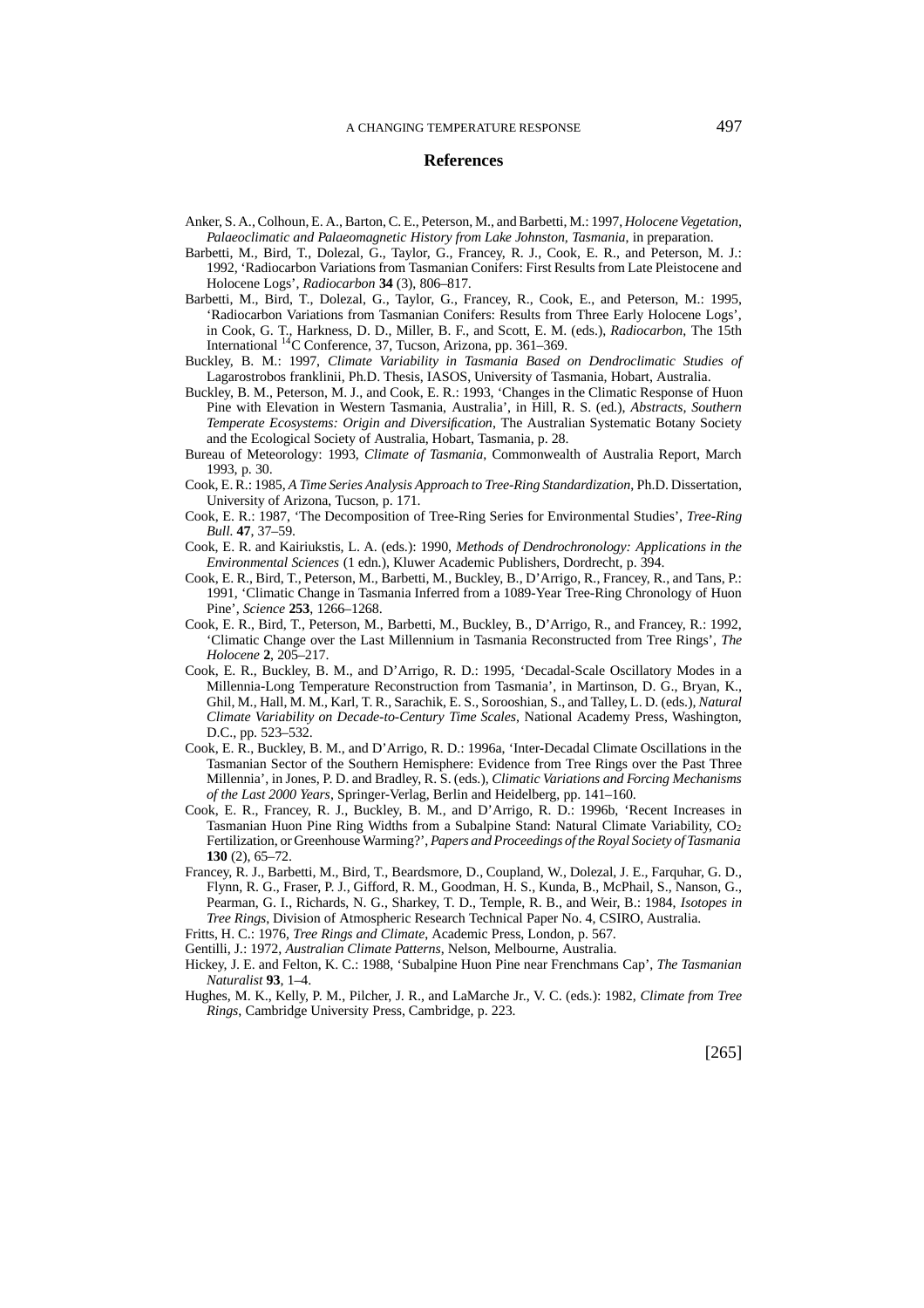## References

Anker, S. A., Colhoun, E. A., Barton, C. E., Peterson, M., and Barbetti, M.: 1997, *Holocene Vegetation, Palaeoclimatic and Palaeomagnetic History from Lake Johnston, Tasmania*, in preparation.

Barbetti, M., Bird, T., Dolezal, G., Taylor, G., Francey, R. J., Cook, E. R., and Peterson, M. J.: 1992, 'Radiocarbon Variations from Tasmanian Conifers: First Results from Late Pleistocene and Holocene Logs', *Radiocarbon* **34** (3), 806–817.

Barbetti, M., Bird, T., Dolezal, G., Taylor, G., Francey, R., Cook, E., and Peterson, M.: 1995, 'Radiocarbon Variations from Tasmanian Conifers: Results from Three Early Holocene Logs', in Cook, G. T., Harkness, D. D., Miller, B. F., and Scott, E. M. (eds.), *Radiocarbon*, The 15th International $^{14}$C Conference, 37, Tucson, Arizona, pp. 361–369.

Buckley, B. M.: 1997, *Climate Variability in Tasmania Based on Dendroclimatic Studies of* Lagarostrobos franklinii, Ph.D. Thesis, IASOS, University of Tasmania, Hobart, Australia.

Buckley, B. M., Peterson, M. J., and Cook, E. R.: 1993, 'Changes in the Climatic Response of Huon Pine with Elevation in Western Tasmania, Australia', in Hill, R. S. (ed.), *Abstracts, Southern Temperate Ecosystems: Origin and Diversification*, The Australian Systematic Botany Society and the Ecological Society of Australia, Hobart, Tasmania, p. 28.

Bureau of Meteorology: 1993, *Climate of Tasmania*, Commonwealth of Australia Report, March 1993, p. 30.

Cook, E. R.: 1985, *A Time Series Analysis Approach to Tree-Ring Standardization*, Ph.D. Dissertation, University of Arizona, Tucson, p. 171.

Cook, E. R.: 1987, 'The Decomposition of Tree-Ring Series for Environmental Studies', *Tree-Ring Bull.* **47**, 37–59.

Cook, E. R. and Kairiukstis, L. A. (eds.): 1990, *Methods of Dendrochronology: Applications in the Environmental Sciences* (1 edn.), Kluwer Academic Publishers, Dordrecht, p. 394.

Cook, E. R., Bird, T., Peterson, M., Barbetti, M., Buckley, B., D'Arrigo, R., Francey, R., and Tans, P.: 1991, 'Climatic Change in Tasmania Inferred from a 1089-Year Tree-Ring Chronology of Huon Pine', *Science* **253**, 1266–1268.

Cook, E. R., Bird, T., Peterson, M., Barbetti, M., Buckley, B., D'Arrigo, R., and Francey, R.: 1992, 'Climatic Change over the Last Millennium in Tasmania Reconstructed from Tree Rings', *The Holocene* **2**, 205–217.

Cook, E. R., Buckley, B. M., and D'Arrigo, R. D.: 1995, 'Decadal-Scale Oscillatory Modes in a Millennia-Long Temperature Reconstruction from Tasmania', in Martinson, D. G., Bryan, K., Ghil, M., Hall, M. M., Karl, T. R., Sarachik, E. S., Sorooshian, S., and Talley, L. D. (eds.), *Natural Climate Variability on Decade-to-Century Time Scales*, National Academy Press, Washington, D.C., pp. 523–532.

Cook, E. R., Buckley, B. M., and D'Arrigo, R. D.: 1996a, 'Inter-Decadal Climate Oscillations in the Tasmanian Sector of the Southern Hemisphere: Evidence from Tree Rings over the Past Three Millennia', in Jones, P. D. and Bradley, R. S. (eds.), *Climatic Variations and Forcing Mechanisms of the Last 2000 Years*, Springer-Verlag, Berlin and Heidelberg, pp. 141–160.

Cook, E. R., Francey, R. J., Buckley, B. M., and D'Arrigo, R. D.: 1996b, 'Recent Increases in Tasmanian Huon Pine Ring Widths from a Subalpine Stand: Natural Climate Variability, $CO_2$ Fertilization, or Greenhouse Warming?', *Papers and Proceedings of the Royal Society of Tasmania* **130** (2), 65–72.

Francey, R. J., Barbetti, M., Bird, T., Beardsmore, D., Coupland, W., Dolezal, J. E., Farquhar, G. D., Flynn, R. G., Fraser, P. J., Gifford, R. M., Goodman, H. S., Kunda, B., McPhail, S., Nanson, G., Pearman, G. I., Richards, N. G., Sharkey, T. D., Temple, R. B., and Weir, B.: 1984, *Isotopes in Tree Rings*, Division of Atmospheric Research Technical Paper No. 4, CSIRO, Australia.

Fritts, H. C.: 1976, *Tree Rings and Climate*, Academic Press, London, p. 567.

Gentilli, J.: 1972, *Australian Climate Patterns*, Nelson, Melbourne, Australia.

Hickey, J. E. and Felton, K. C.: 1988, 'Subalpine Huon Pine near Frenchmans Cap', *The Tasmanian Naturalist* **93**, 1–4.

Hughes, M. K., Kelly, P. M., Pilcher, J. R., and LaMarche Jr., V. C. (eds.): 1982, *Climate from Tree Rings*, Cambridge University Press, Cambridge, p. 223.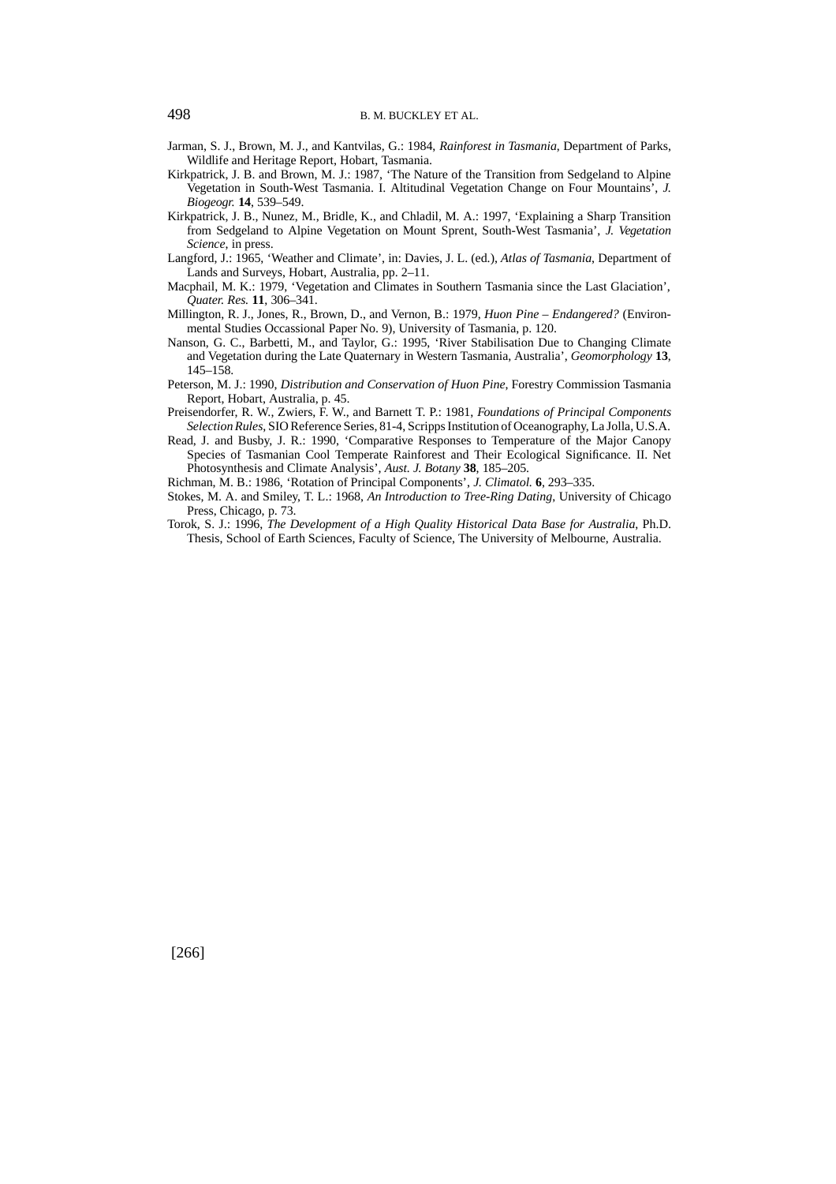Jarman, S. J., Brown, M. J., and Kantvilas, G.: 1984, *Rainforest in Tasmania*, Department of Parks, Wildlife and Heritage Report, Hobart, Tasmania.

Kirkpatrick, J. B. and Brown, M. J.: 1987, 'The Nature of the Transition from Sedgeland to Alpine Vegetation in South-West Tasmania. I. Altitudinal Vegetation Change on Four Mountains', *J. Biogeogr.* **14**, 539–549.

Kirkpatrick, J. B., Nunez, M., Bridle, K., and Chladil, M. A.: 1997, 'Explaining a Sharp Transition from Sedgeland to Alpine Vegetation on Mount Sprent, South-West Tasmania', *J. Vegetation Science*, in press.

Langford, J.: 1965, 'Weather and Climate', in: Davies, J. L. (ed.), *Atlas of Tasmania*, Department of Lands and Surveys, Hobart, Australia, pp. 2–11.

Macphail, M. K.: 1979, 'Vegetation and Climates in Southern Tasmania since the Last Glaciation', *Quater. Res.* **11**, 306–341.

Millington, R. J., Jones, R., Brown, D., and Vernon, B.: 1979, *Huon Pine – Endangered?* (Environmental Studies Occassional Paper No. 9), University of Tasmania, p. 120.

Nanson, G. C., Barbetti, M., and Taylor, G.: 1995, 'River Stabilisation Due to Changing Climate and Vegetation during the Late Quaternary in Western Tasmania, Australia', *Geomorphology* **13**, 145–158.

Peterson, M. J.: 1990, *Distribution and Conservation of Huon Pine*, Forestry Commission Tasmania Report, Hobart, Australia, p. 45.

Preisendorfer, R. W., Zwiers, F. W., and Barnett T. P.: 1981, *Foundations of Principal Components Selection Rules*, SIO Reference Series, 81-4, Scripps Institution of Oceanography, La Jolla, U.S.A.

Read, J. and Busby, J. R.: 1990, 'Comparative Responses to Temperature of the Major Canopy Species of Tasmanian Cool Temperate Rainforest and Their Ecological Significance. II. Net Photosynthesis and Climate Analysis', *Aust. J. Botany* **38**, 185–205.

Richman, M. B.: 1986, 'Rotation of Principal Components', *J. Climatol.* **6**, 293–335.

Stokes, M. A. and Smiley, T. L.: 1968, *An Introduction to Tree-Ring Dating*, University of Chicago Press, Chicago, p. 73.

Torok, S. J.: 1996, *The Development of a High Quality Historical Data Base for Australia*, Ph.D. Thesis, School of Earth Sciences, Faculty of Science, The University of Melbourne, Australia.